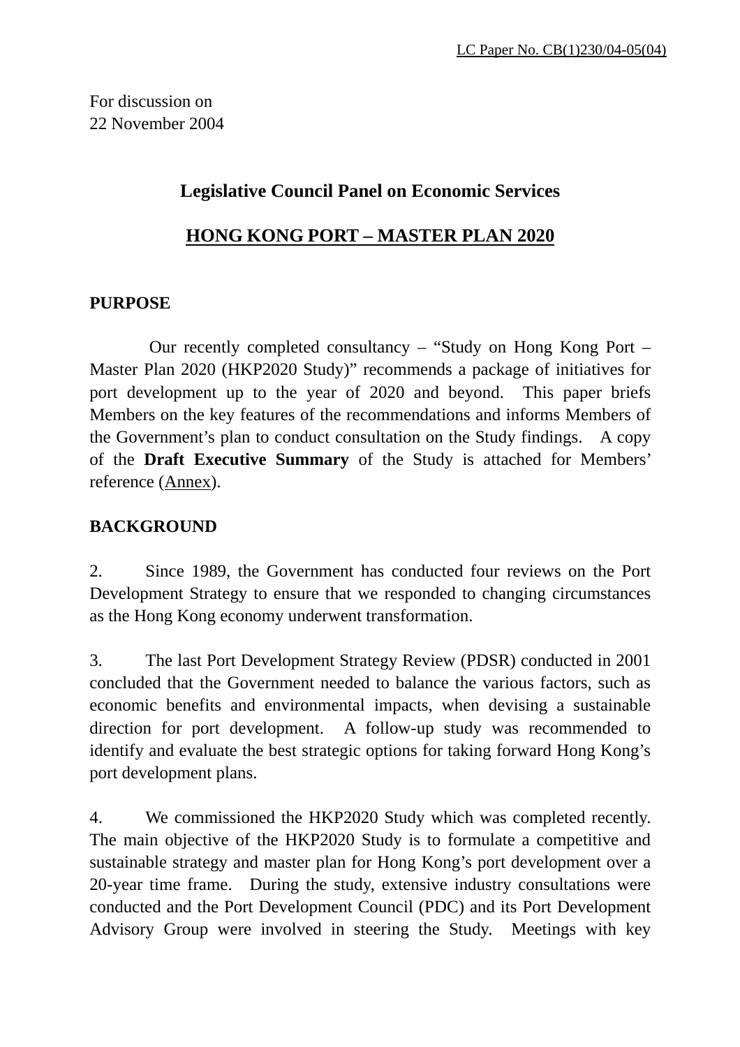LC Paper No. CB(1)230/04-05(04)

For discussion on
22 November 2004

## Legislative Council Panel on Economic Services

## HONG KONG PORT – MASTER PLAN 2020

### PURPOSE

Our recently completed consultancy – "Study on Hong Kong Port – Master Plan 2020 (HKP2020 Study)" recommends a package of initiatives for port development up to the year of 2020 and beyond. This paper briefs Members on the key features of the recommendations and informs Members of the Government's plan to conduct consultation on the Study findings. A copy of the **Draft Executive Summary** of the Study is attached for Members' reference (Annex).

### BACKGROUND

2. Since 1989, the Government has conducted four reviews on the Port Development Strategy to ensure that we responded to changing circumstances as the Hong Kong economy underwent transformation.

3. The last Port Development Strategy Review (PDSR) conducted in 2001 concluded that the Government needed to balance the various factors, such as economic benefits and environmental impacts, when devising a sustainable direction for port development. A follow-up study was recommended to identify and evaluate the best strategic options for taking forward Hong Kong's port development plans.

4. We commissioned the HKP2020 Study which was completed recently. The main objective of the HKP2020 Study is to formulate a competitive and sustainable strategy and master plan for Hong Kong's port development over a 20-year time frame. During the study, extensive industry consultations were conducted and the Port Development Council (PDC) and its Port Development Advisory Group were involved in steering the Study. Meetings with key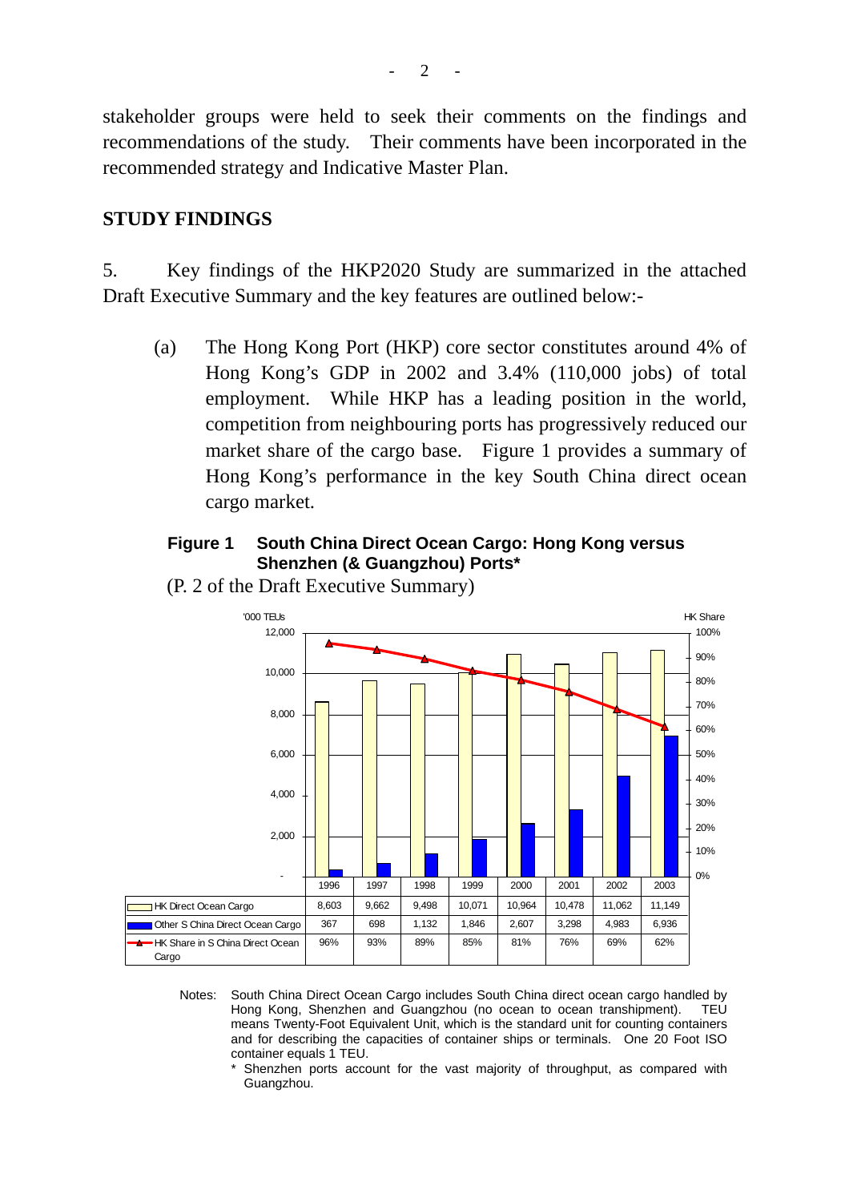stakeholder groups were held to seek their comments on the findings and recommendations of the study. Their comments have been incorporated in the recommended strategy and Indicative Master Plan.

## STUDY FINDINGS

5. Key findings of the HKP2020 Study are summarized in the attached Draft Executive Summary and the key features are outlined below:-

(a) The Hong Kong Port (HKP) core sector constitutes around 4% of Hong Kong's GDP in 2002 and 3.4% (110,000 jobs) of total employment. While HKP has a leading position in the world, competition from neighbouring ports has progressively reduced our market share of the cargo base. Figure 1 provides a summary of Hong Kong's performance in the key South China direct ocean cargo market.

**Figure 1 South China Direct Ocean Cargo: Hong Kong versus Shenzhen (& Guangzhou) Ports***

(P. 2 of the Draft Executive Summary)

| | 1996 | 1997 | 1998 | 1999 | 2000 | 2001 | 2002 | 2003 |
|---|---|---|---|---|---|---|---|---|
| HK Direct Ocean Cargo ('000 TEUs) | 8,603 | 9,662 | 9,498 | 10,071 | 10,964 | 10,478 | 11,062 | 11,149 |
| Other S China Direct Ocean Cargo ('000 TEUs) | 367 | 698 | 1,132 | 1,846 | 2,607 | 3,298 | 4,983 | 6,936 |
| HK Share in S China Direct Ocean Cargo | 96% | 93% | 89% | 85% | 81% | 76% | 69% | 62% |

Notes: South China Direct Ocean Cargo includes South China direct ocean cargo handled by Hong Kong, Shenzhen and Guangzhou (no ocean to ocean transhipment). TEU means Twenty-Foot Equivalent Unit, which is the standard unit for counting containers and for describing the capacities of container ships or terminals. One 20 Foot ISO container equals 1 TEU.

\* Shenzhen ports account for the vast majority of throughput, as compared with Guangzhou.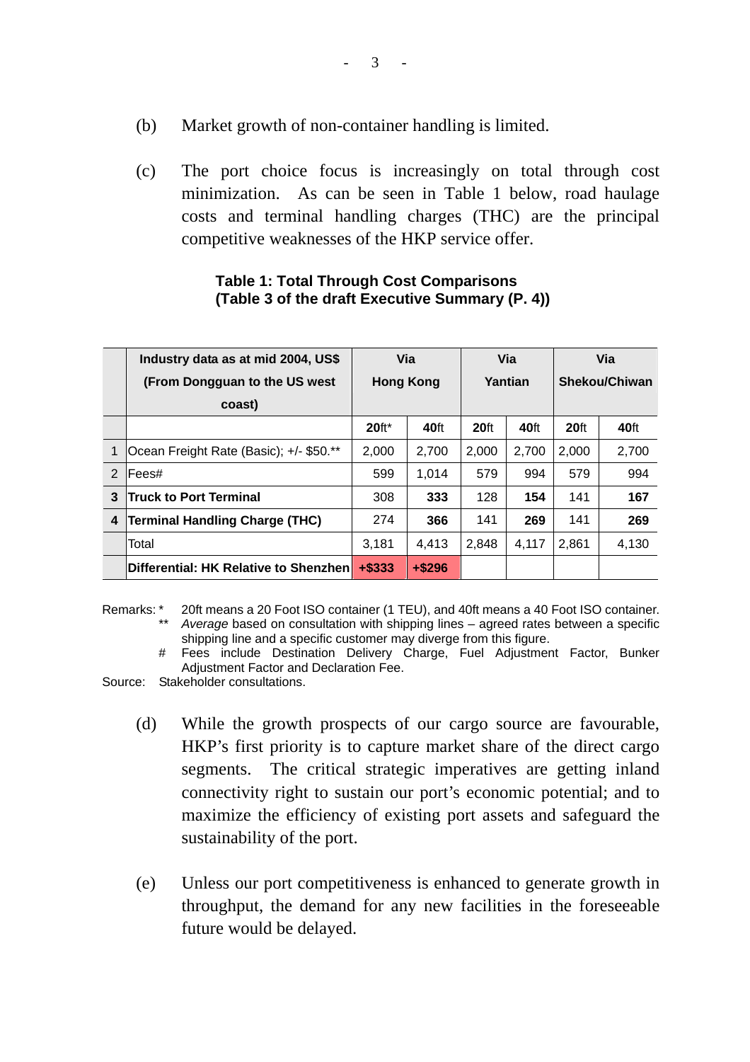(b) Market growth of non-container handling is limited.

(c) The port choice focus is increasingly on total through cost minimization. As can be seen in Table 1 below, road haulage costs and terminal handling charges (THC) are the principal competitive weaknesses of the HKP service offer.

**Table 1: Total Through Cost Comparisons**
**(Table 3 of the draft Executive Summary (P. 4))**

| | **Industry data as at mid 2004, US$ (From Dongguan to the US west coast)** | **Via Hong Kong** | | **Via Yantian** | | **Via Shekou/Chiwan** | |
|---|---|---|---|---|---|---|---|
| | | **20**ft* | **40**ft | **20**ft | **40**ft | **20**ft | **40**ft |
| 1 | Ocean Freight Rate (Basic); +/- $50.** | 2,000 | 2,700 | 2,000 | 2,700 | 2,000 | 2,700 |
| 2 | Fees# | 599 | 1,014 | 579 | 994 | 579 | 994 |
| **3** | **Truck to Port Terminal** | 308 | **333** | 128 | **154** | 141 | **167** |
| **4** | **Terminal Handling Charge (THC)** | 274 | **366** | 141 | **269** | 141 | **269** |
| | Total | 3,181 | 4,413 | 2,848 | 4,117 | 2,861 | 4,130 |
| | **Differential: HK Relative to Shenzhen** | **+$333** | **+$296** | | | | |

Remarks: * 20ft means a 20 Foot ISO container (1 TEU), and 40ft means a 40 Foot ISO container.
** *Average* based on consultation with shipping lines – agreed rates between a specific shipping line and a specific customer may diverge from this figure.
# Fees include Destination Delivery Charge, Fuel Adjustment Factor, Bunker Adjustment Factor and Declaration Fee.

Source: Stakeholder consultations.

(d) While the growth prospects of our cargo source are favourable, HKP's first priority is to capture market share of the direct cargo segments. The critical strategic imperatives are getting inland connectivity right to sustain our port's economic potential; and to maximize the efficiency of existing port assets and safeguard the sustainability of the port.

(e) Unless our port competitiveness is enhanced to generate growth in throughput, the demand for any new facilities in the foreseeable future would be delayed.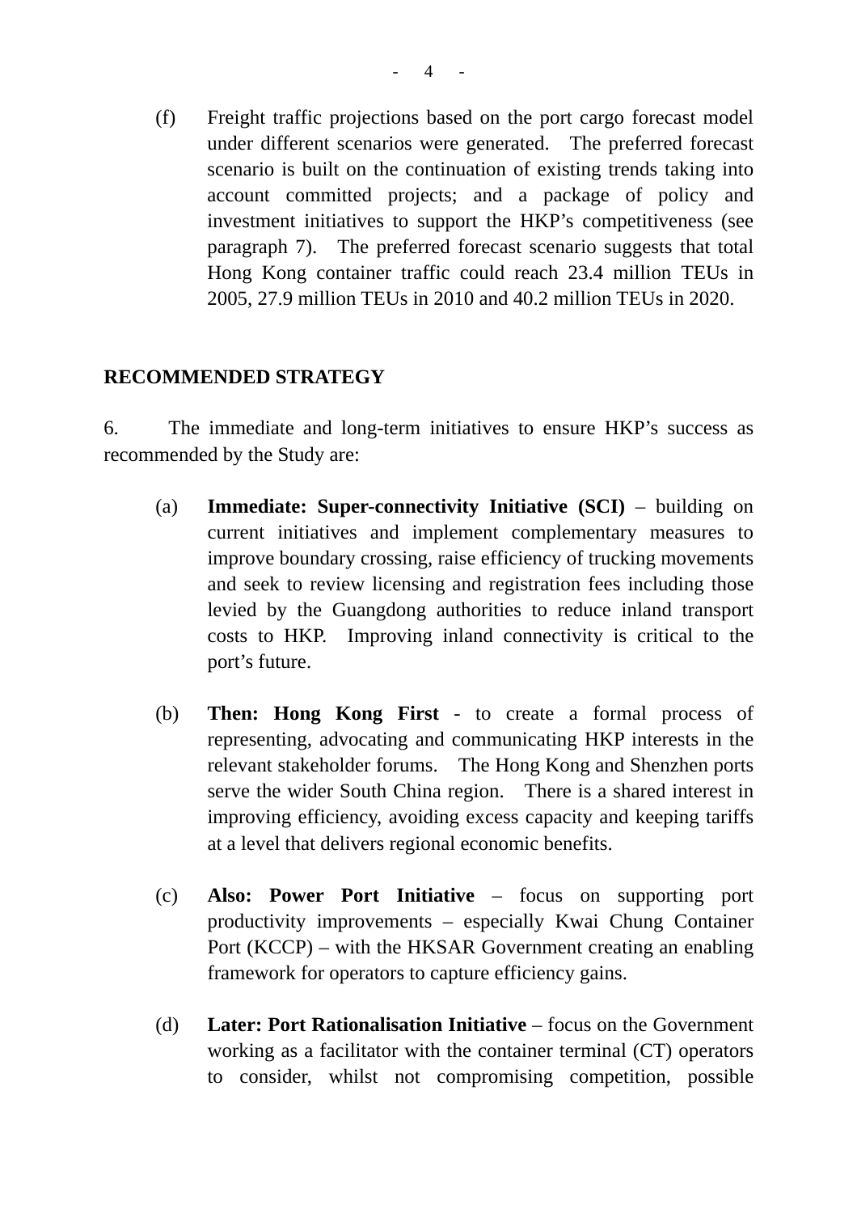(f) Freight traffic projections based on the port cargo forecast model under different scenarios were generated. The preferred forecast scenario is built on the continuation of existing trends taking into account committed projects; and a package of policy and investment initiatives to support the HKP's competitiveness (see paragraph 7). The preferred forecast scenario suggests that total Hong Kong container traffic could reach 23.4 million TEUs in 2005, 27.9 million TEUs in 2010 and 40.2 million TEUs in 2020.

## RECOMMENDED STRATEGY

6. The immediate and long-term initiatives to ensure HKP's success as recommended by the Study are:

(a) **Immediate: Super-connectivity Initiative (SCI)** – building on current initiatives and implement complementary measures to improve boundary crossing, raise efficiency of trucking movements and seek to review licensing and registration fees including those levied by the Guangdong authorities to reduce inland transport costs to HKP. Improving inland connectivity is critical to the port's future.

(b) **Then: Hong Kong First** - to create a formal process of representing, advocating and communicating HKP interests in the relevant stakeholder forums. The Hong Kong and Shenzhen ports serve the wider South China region. There is a shared interest in improving efficiency, avoiding excess capacity and keeping tariffs at a level that delivers regional economic benefits.

(c) **Also: Power Port Initiative** – focus on supporting port productivity improvements – especially Kwai Chung Container Port (KCCP) – with the HKSAR Government creating an enabling framework for operators to capture efficiency gains.

(d) **Later: Port Rationalisation Initiative** – focus on the Government working as a facilitator with the container terminal (CT) operators to consider, whilst not compromising competition, possible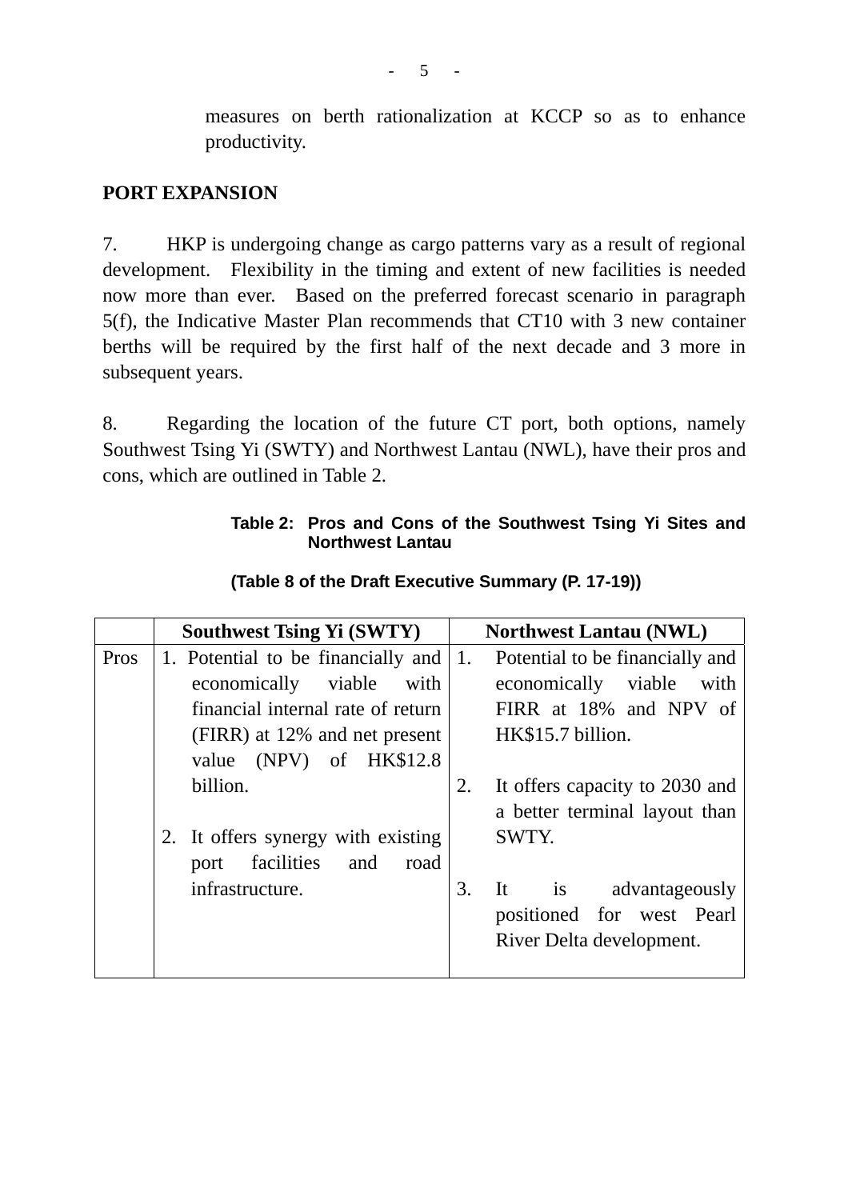measures on berth rationalization at KCCP so as to enhance productivity.

**PORT EXPANSION**

7. HKP is undergoing change as cargo patterns vary as a result of regional development. Flexibility in the timing and extent of new facilities is needed now more than ever. Based on the preferred forecast scenario in paragraph 5(f), the Indicative Master Plan recommends that CT10 with 3 new container berths will be required by the first half of the next decade and 3 more in subsequent years.

8. Regarding the location of the future CT port, both options, namely Southwest Tsing Yi (SWTY) and Northwest Lantau (NWL), have their pros and cons, which are outlined in Table 2.

**Table 2: Pros and Cons of the Southwest Tsing Yi Sites and Northwest Lantau**

**(Table 8 of the Draft Executive Summary (P. 17-19))**

| | Southwest Tsing Yi (SWTY) | Northwest Lantau (NWL) |
|---|---|---|
| Pros | 1. Potential to be financially and economically viable with financial internal rate of return (FIRR) at 12% and net present value (NPV) of HK$12.8 billion.<br><br>2. It offers synergy with existing port facilities and road infrastructure. | 1. Potential to be financially and economically viable with FIRR at 18% and NPV of HK$15.7 billion.<br><br>2. It offers capacity to 2030 and a better terminal layout than SWTY.<br><br>3. It is advantageously positioned for west Pearl River Delta development. |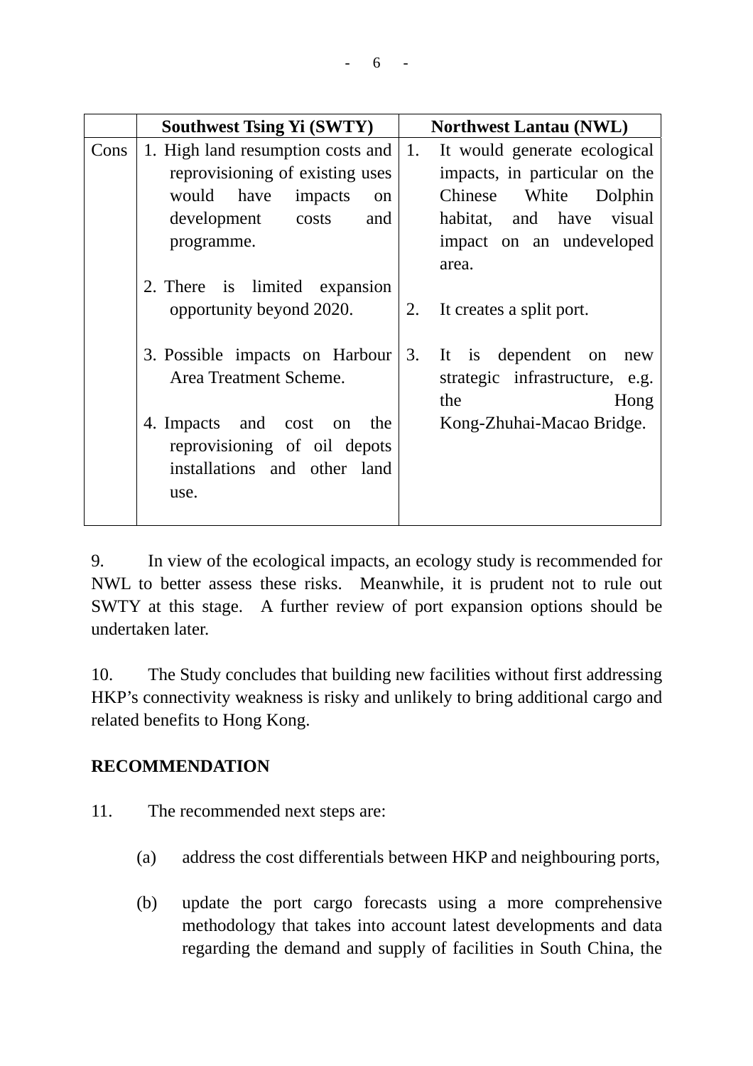| | Southwest Tsing Yi (SWTY) | Northwest Lantau (NWL) |
|---|---|---|
| Cons | 1. High land resumption costs and reprovisioning of existing uses would have impacts on development costs and programme.<br><br>2. There is limited expansion opportunity beyond 2020.<br><br>3. Possible impacts on Harbour Area Treatment Scheme.<br><br>4. Impacts and cost on the reprovisioning of oil depots installations and other land use. | 1. It would generate ecological impacts, in particular on the Chinese White Dolphin habitat, and have visual impact on an undeveloped area.<br><br>2. It creates a split port.<br><br>3. It is dependent on new strategic infrastructure, e.g. the Hong Kong-Zhuhai-Macao Bridge. |

9. In view of the ecological impacts, an ecology study is recommended for NWL to better assess these risks. Meanwhile, it is prudent not to rule out SWTY at this stage. A further review of port expansion options should be undertaken later.

10. The Study concludes that building new facilities without first addressing HKP's connectivity weakness is risky and unlikely to bring additional cargo and related benefits to Hong Kong.

## RECOMMENDATION

11. The recommended next steps are:

(a) address the cost differentials between HKP and neighbouring ports,

(b) update the port cargo forecasts using a more comprehensive methodology that takes into account latest developments and data regarding the demand and supply of facilities in South China, the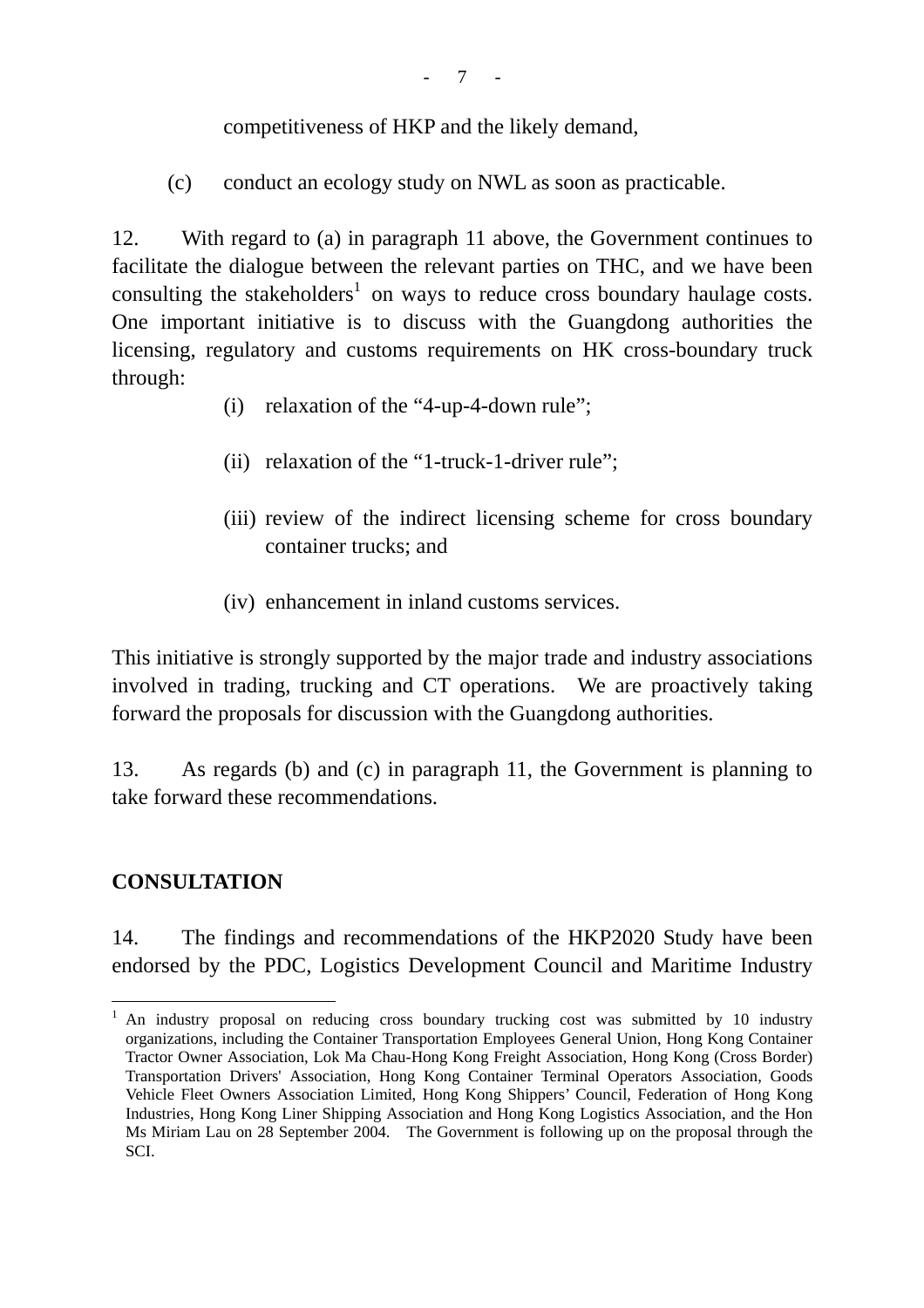competitiveness of HKP and the likely demand,

(c) conduct an ecology study on NWL as soon as practicable.

12. With regard to (a) in paragraph 11 above, the Government continues to facilitate the dialogue between the relevant parties on THC, and we have been consulting the stakeholders[1] on ways to reduce cross boundary haulage costs. One important initiative is to discuss with the Guangdong authorities the licensing, regulatory and customs requirements on HK cross-boundary truck through:

(i) relaxation of the "4-up-4-down rule";

(ii) relaxation of the "1-truck-1-driver rule";

(iii) review of the indirect licensing scheme for cross boundary container trucks; and

(iv) enhancement in inland customs services.

This initiative is strongly supported by the major trade and industry associations involved in trading, trucking and CT operations. We are proactively taking forward the proposals for discussion with the Guangdong authorities.

13. As regards (b) and (c) in paragraph 11, the Government is planning to take forward these recommendations.

## CONSULTATION

14. The findings and recommendations of the HKP2020 Study have been endorsed by the PDC, Logistics Development Council and Maritime Industry

---

[1] An industry proposal on reducing cross boundary trucking cost was submitted by 10 industry organizations, including the Container Transportation Employees General Union, Hong Kong Container Tractor Owner Association, Lok Ma Chau-Hong Kong Freight Association, Hong Kong (Cross Border) Transportation Drivers' Association, Hong Kong Container Terminal Operators Association, Goods Vehicle Fleet Owners Association Limited, Hong Kong Shippers' Council, Federation of Hong Kong Industries, Hong Kong Liner Shipping Association and Hong Kong Logistics Association, and the Hon Ms Miriam Lau on 28 September 2004. The Government is following up on the proposal through the SCI.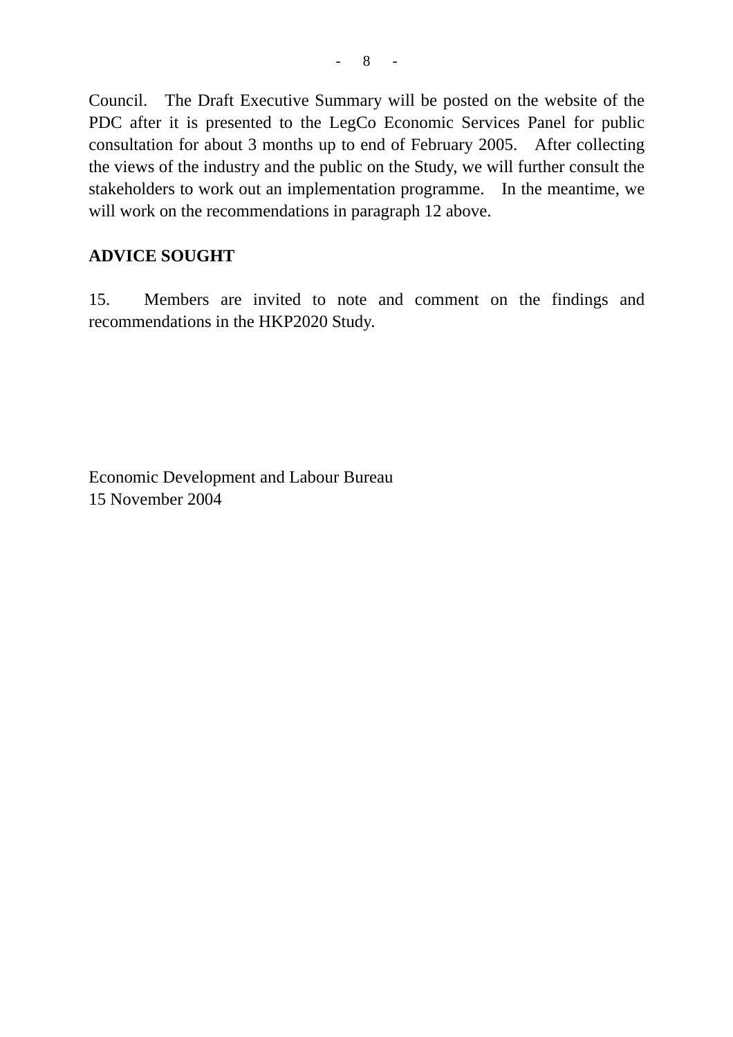Council. The Draft Executive Summary will be posted on the website of the PDC after it is presented to the LegCo Economic Services Panel for public consultation for about 3 months up to end of February 2005. After collecting the views of the industry and the public on the Study, we will further consult the stakeholders to work out an implementation programme. In the meantime, we will work on the recommendations in paragraph 12 above.

**ADVICE SOUGHT**

15. Members are invited to note and comment on the findings and recommendations in the HKP2020 Study.

Economic Development and Labour Bureau
15 November 2004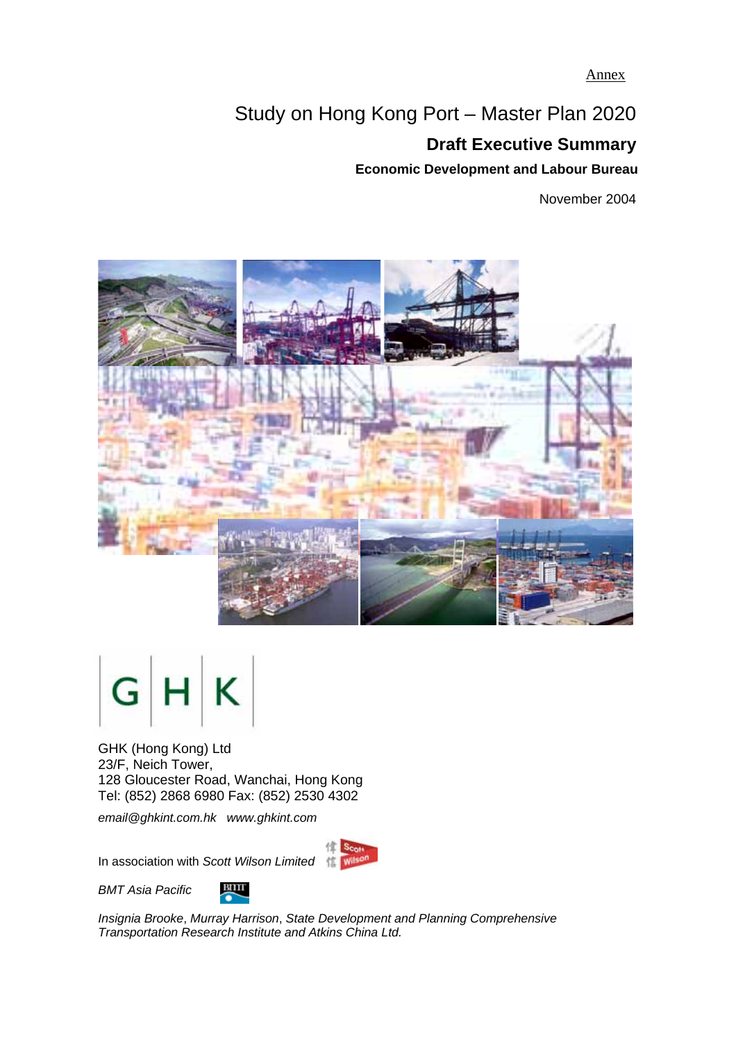Annex

# Study on Hong Kong Port – Master Plan 2020

## Draft Executive Summary

**Economic Development and Labour Bureau**

November 2004

GHK

GHK (Hong Kong) Ltd
23/F, Neich Tower,
128 Gloucester Road, Wanchai, Hong Kong
Tel: (852) 2868 6980 Fax: (852) 2530 4302

*email@ghkint.com.hk* *www.ghkint.com*

In association with *Scott Wilson Limited*

*BMT Asia Pacific*

*Insignia Brooke*, *Murray Harrison*, *State Development and Planning Comprehensive Transportation Research Institute and Atkins China Ltd.*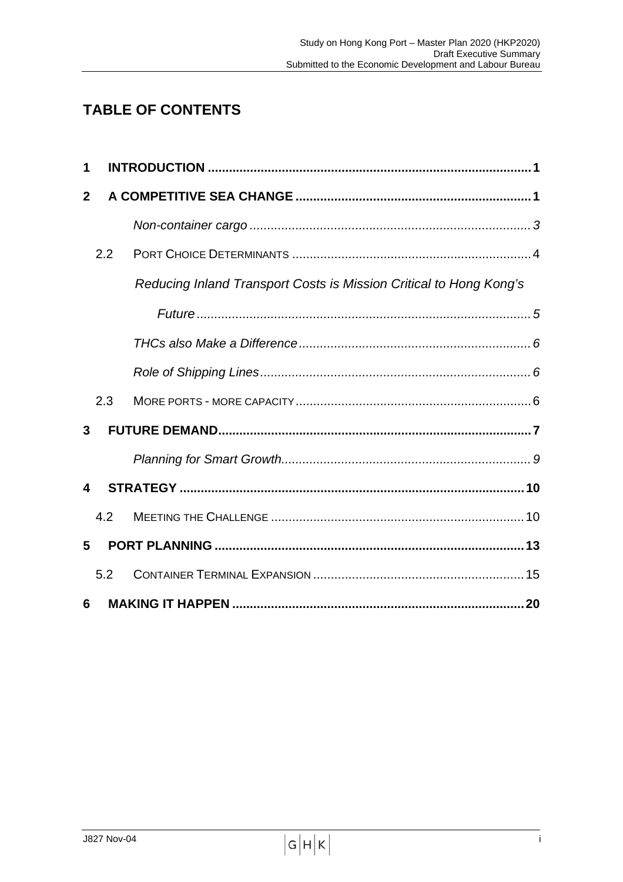# TABLE OF CONTENTS

| | | | |
|---|---|---|---|
| **1** | **INTRODUCTION** | | **1** |
| **2** | **A COMPETITIVE SEA CHANGE** | | **1** |
| | | *Non-container cargo* | *3* |
| | 2.2 | PORT CHOICE DETERMINANTS | 4 |
| | | *Reducing Inland Transport Costs is Mission Critical to Hong Kong's Future* | *5* |
| | | *THCs also Make a Difference* | *6* |
| | | *Role of Shipping Lines* | *6* |
| | 2.3 | MORE PORTS - MORE CAPACITY | 6 |
| **3** | **FUTURE DEMAND** | | **7** |
| | | *Planning for Smart Growth* | *9* |
| **4** | **STRATEGY** | | **10** |
| | 4.2 | MEETING THE CHALLENGE | 10 |
| **5** | **PORT PLANNING** | | **13** |
| | 5.2 | CONTAINER TERMINAL EXPANSION | 15 |
| **6** | **MAKING IT HAPPEN** | | **20** |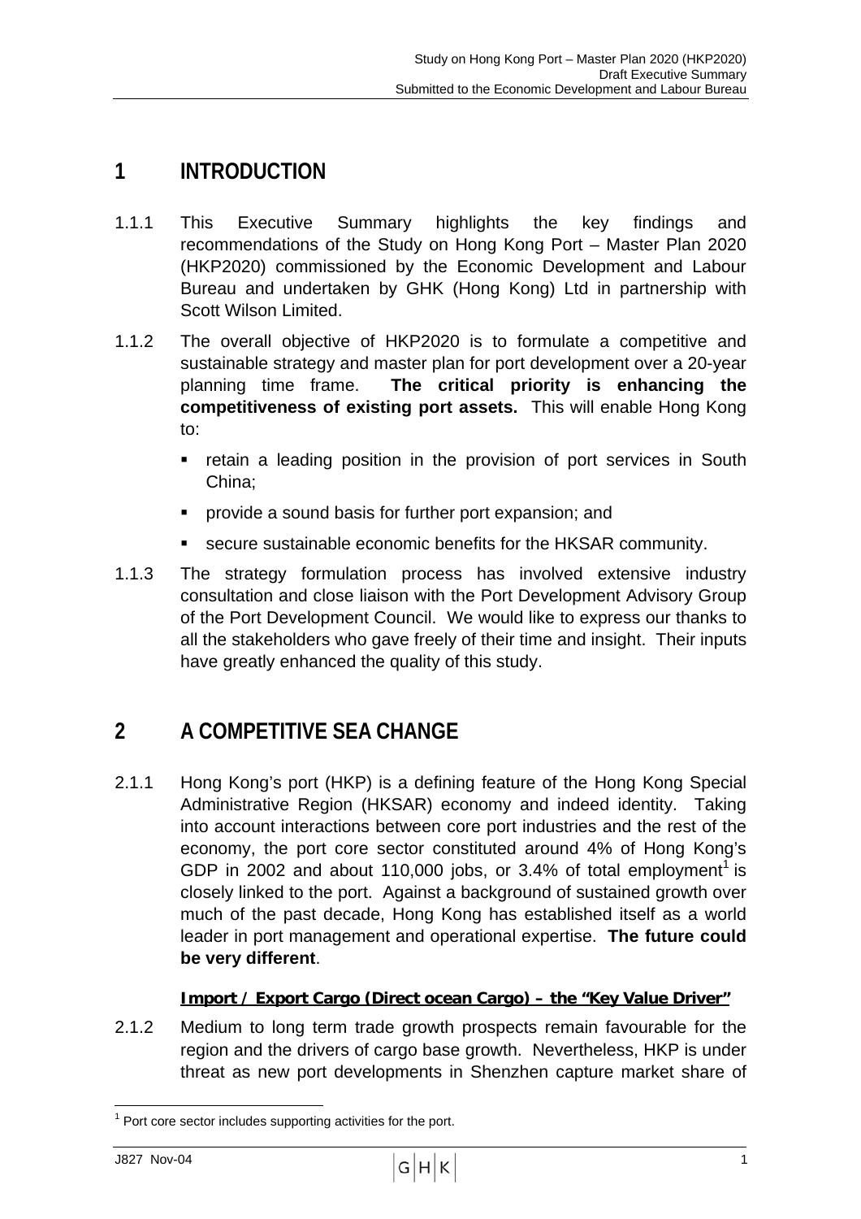# 1 INTRODUCTION

1.1.1 This Executive Summary highlights the key findings and recommendations of the Study on Hong Kong Port – Master Plan 2020 (HKP2020) commissioned by the Economic Development and Labour Bureau and undertaken by GHK (Hong Kong) Ltd in partnership with Scott Wilson Limited.

1.1.2 The overall objective of HKP2020 is to formulate a competitive and sustainable strategy and master plan for port development over a 20-year planning time frame. **The critical priority is enhancing the competitiveness of existing port assets.** This will enable Hong Kong to:

- retain a leading position in the provision of port services in South China;
- provide a sound basis for further port expansion; and
- secure sustainable economic benefits for the HKSAR community.

1.1.3 The strategy formulation process has involved extensive industry consultation and close liaison with the Port Development Advisory Group of the Port Development Council. We would like to express our thanks to all the stakeholders who gave freely of their time and insight. Their inputs have greatly enhanced the quality of this study.

# 2 A COMPETITIVE SEA CHANGE

2.1.1 Hong Kong's port (HKP) is a defining feature of the Hong Kong Special Administrative Region (HKSAR) economy and indeed identity. Taking into account interactions between core port industries and the rest of the economy, the port core sector constituted around 4% of Hong Kong's GDP in 2002 and about 110,000 jobs, or 3.4% of total employment[1] is closely linked to the port. Against a background of sustained growth over much of the past decade, Hong Kong has established itself as a world leader in port management and operational expertise. **The future could be very different**.

**Import / Export Cargo (Direct ocean Cargo) – the "Key Value Driver"**

2.1.2 Medium to long term trade growth prospects remain favourable for the region and the drivers of cargo base growth. Nevertheless, HKP is under threat as new port developments in Shenzhen capture market share of

[1] Port core sector includes supporting activities for the port.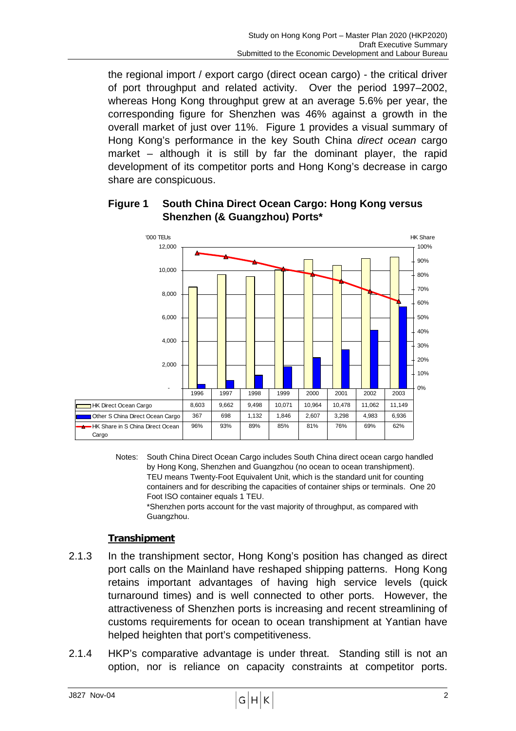the regional import / export cargo (direct ocean cargo) - the critical driver of port throughput and related activity. Over the period 1997–2002, whereas Hong Kong throughput grew at an average 5.6% per year, the corresponding figure for Shenzhen was 46% against a growth in the overall market of just over 11%. Figure 1 provides a visual summary of Hong Kong's performance in the key South China *direct ocean* cargo market – although it is still by far the dominant player, the rapid development of its competitor ports and Hong Kong's decrease in cargo share are conspicuous.

**Figure 1 South China Direct Ocean Cargo: Hong Kong versus Shenzhen (& Guangzhou) Ports***

| | 1996 | 1997 | 1998 | 1999 | 2000 | 2001 | 2002 | 2003 |
|---|---|---|---|---|---|---|---|---|
| HK Direct Ocean Cargo | 8,603 | 9,662 | 9,498 | 10,071 | 10,964 | 10,478 | 11,062 | 11,149 |
| Other S China Direct Ocean Cargo | 367 | 698 | 1,132 | 1,846 | 2,607 | 3,298 | 4,983 | 6,936 |
| HK Share in S China Direct Ocean Cargo | 96% | 93% | 89% | 85% | 81% | 76% | 69% | 62% |

('000 TEUs; HK Share)

Notes: South China Direct Ocean Cargo includes South China direct ocean cargo handled by Hong Kong, Shenzhen and Guangzhou (no ocean to ocean transhipment). TEU means Twenty-Foot Equivalent Unit, which is the standard unit for counting containers and for describing the capacities of container ships or terminals. One 20 Foot ISO container equals 1 TEU.
*Shenzhen ports account for the vast majority of throughput, as compared with Guangzhou.

**Transhipment**

2.1.3 In the transhipment sector, Hong Kong's position has changed as direct port calls on the Mainland have reshaped shipping patterns. Hong Kong retains important advantages of having high service levels (quick turnaround times) and is well connected to other ports. However, the attractiveness of Shenzhen ports is increasing and recent streamlining of customs requirements for ocean to ocean transhipment at Yantian have helped heighten that port's competitiveness.

2.1.4 HKP's comparative advantage is under threat. Standing still is not an option, nor is reliance on capacity constraints at competitor ports.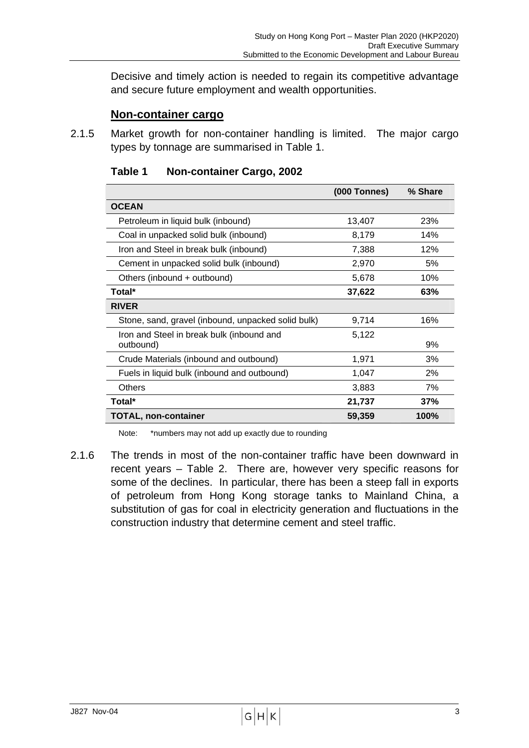Decisive and timely action is needed to regain its competitive advantage and secure future employment and wealth opportunities.

### Non-container cargo

2.1.5 Market growth for non-container handling is limited. The major cargo types by tonnage are summarised in Table 1.

**Table 1 Non-container Cargo, 2002**

| | (000 Tonnes) | % Share |
|---|---|---|
| **OCEAN** | | |
| Petroleum in liquid bulk (inbound) | 13,407 | 23% |
| Coal in unpacked solid bulk (inbound) | 8,179 | 14% |
| Iron and Steel in break bulk (inbound) | 7,388 | 12% |
| Cement in unpacked solid bulk (inbound) | 2,970 | 5% |
| Others (inbound + outbound) | 5,678 | 10% |
| **Total*** | **37,622** | **63%** |
| **RIVER** | | |
| Stone, sand, gravel (inbound, unpacked solid bulk) | 9,714 | 16% |
| Iron and Steel in break bulk (inbound and outbound) | 5,122 | 9% |
| Crude Materials (inbound and outbound) | 1,971 | 3% |
| Fuels in liquid bulk (inbound and outbound) | 1,047 | 2% |
| Others | 3,883 | 7% |
| **Total*** | **21,737** | **37%** |
| **TOTAL, non-container** | **59,359** | **100%** |

Note: *numbers may not add up exactly due to rounding

2.1.6 The trends in most of the non-container traffic have been downward in recent years – Table 2. There are, however very specific reasons for some of the declines. In particular, there has been a steep fall in exports of petroleum from Hong Kong storage tanks to Mainland China, a substitution of gas for coal in electricity generation and fluctuations in the construction industry that determine cement and steel traffic.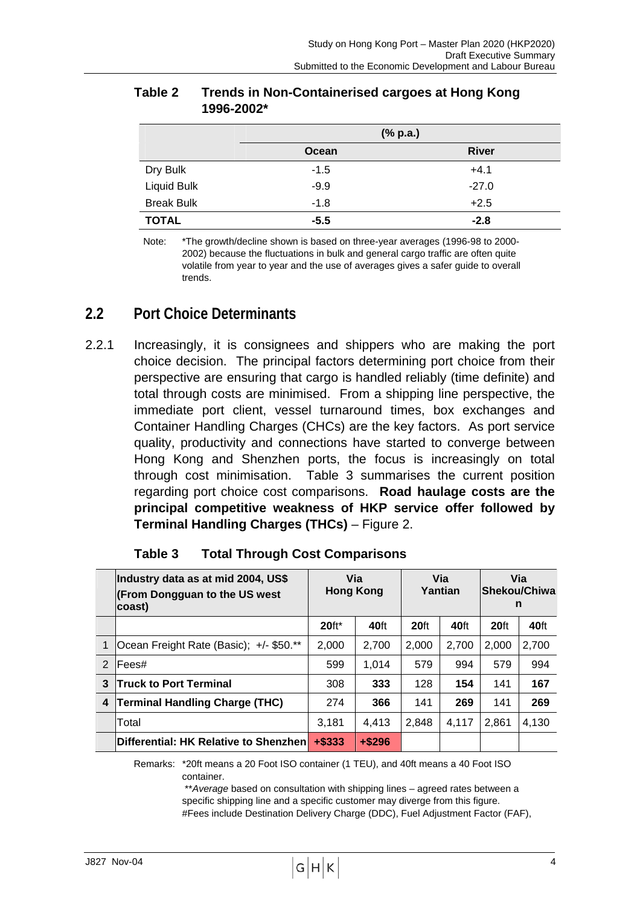**Table 2 Trends in Non-Containerised cargoes at Hong Kong 1996-2002***

| | (% p.a.) | |
|---|---|---|
| | **Ocean** | **River** |
| Dry Bulk | -1.5 | +4.1 |
| Liquid Bulk | -9.9 | -27.0 |
| Break Bulk | -1.8 | +2.5 |
| **TOTAL** | **-5.5** | **-2.8** |

Note: *The growth/decline shown is based on three-year averages (1996-98 to 2000-2002) because the fluctuations in bulk and general cargo traffic are often quite volatile from year to year and the use of averages gives a safer guide to overall trends.

## 2.2 Port Choice Determinants

2.2.1 Increasingly, it is consignees and shippers who are making the port choice decision. The principal factors determining port choice from their perspective are ensuring that cargo is handled reliably (time definite) and total through costs are minimised. From a shipping line perspective, the immediate port client, vessel turnaround times, box exchanges and Container Handling Charges (CHCs) are the key factors. As port service quality, productivity and connections have started to converge between Hong Kong and Shenzhen ports, the focus is increasingly on total through cost minimisation. Table 3 summarises the current position regarding port choice cost comparisons. **Road haulage costs are the principal competitive weakness of HKP service offer followed by Terminal Handling Charges (THCs)** – Figure 2.

**Table 3 Total Through Cost Comparisons**

| | **Industry data as at mid 2004, US$ (From Dongguan to the US west coast)** | **Via Hong Kong** | | **Via Yantian** | | **Via Shekou/Chiwan** | |
|---|---|---|---|---|---|---|---|
| | | **20**ft* | **40**ft | **20**ft | **40**ft | **20**ft | **40**ft |
| 1 | Ocean Freight Rate (Basic); +/- $50.** | 2,000 | 2,700 | 2,000 | 2,700 | 2,000 | 2,700 |
| 2 | Fees# | 599 | 1,014 | 579 | 994 | 579 | 994 |
| **3** | **Truck to Port Terminal** | 308 | **333** | 128 | **154** | 141 | **167** |
| **4** | **Terminal Handling Charge (THC)** | 274 | **366** | 141 | **269** | 141 | **269** |
| | Total | 3,181 | 4,413 | 2,848 | 4,117 | 2,861 | 4,130 |
| | **Differential: HK Relative to Shenzhen** | **+$333** | **+$296** | | | | |

Remarks: *20ft means a 20 Foot ISO container (1 TEU), and 40ft means a 40 Foot ISO container.
***Average* based on consultation with shipping lines – agreed rates between a specific shipping line and a specific customer may diverge from this figure.
#Fees include Destination Delivery Charge (DDC), Fuel Adjustment Factor (FAF),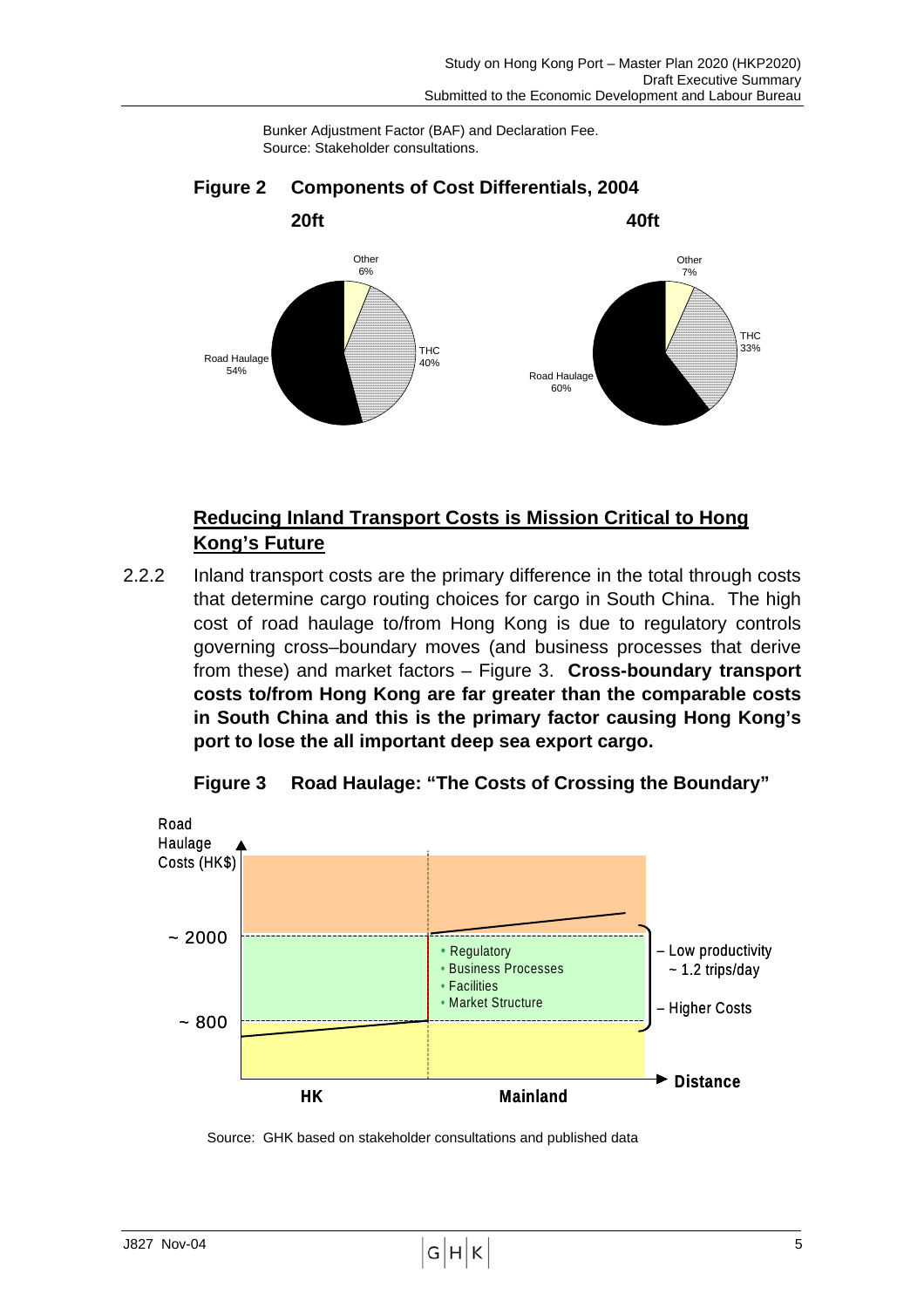Bunker Adjustment Factor (BAF) and Declaration Fee.
Source: Stakeholder consultations.

**Figure 2 Components of Cost Differentials, 2004**

**20ft**

Other 6%
THC 40%
Road Haulage 54%

**40ft**

Other 7%
THC 33%
Road Haulage 60%

## Reducing Inland Transport Costs is Mission Critical to Hong Kong's Future

2.2.2 Inland transport costs are the primary difference in the total through costs that determine cargo routing choices for cargo in South China. The high cost of road haulage to/from Hong Kong is due to regulatory controls governing cross–boundary moves (and business processes that derive from these) and market factors – Figure 3. **Cross-boundary transport costs to/from Hong Kong are far greater than the comparable costs in South China and this is the primary factor causing Hong Kong's port to lose the all important deep sea export cargo.**

**Figure 3 Road Haulage: "The Costs of Crossing the Boundary"**

Road Haulage Costs (HK$)

~ 2000

~ 800

- Regulatory
- Business Processes
- Facilities
- Market Structure

– Low productivity ~ 1.2 trips/day

– Higher Costs

Distance

HK | Mainland

Source: GHK based on stakeholder consultations and published data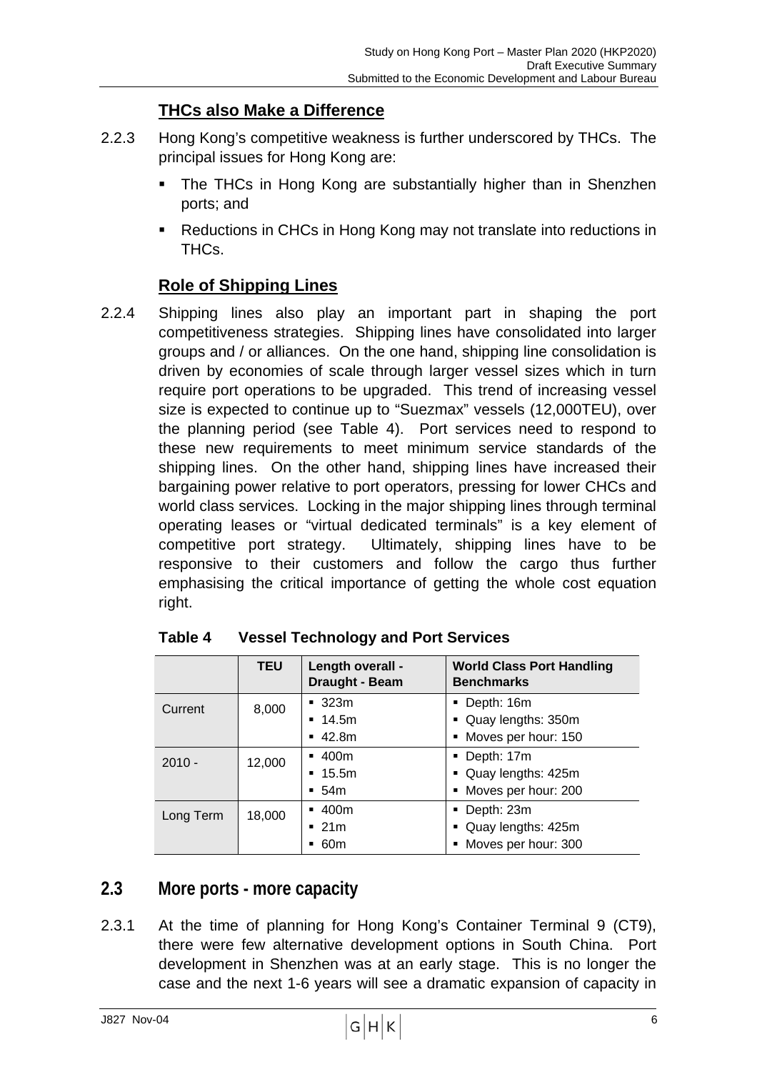### THCs also Make a Difference

2.2.3 Hong Kong's competitive weakness is further underscored by THCs. The principal issues for Hong Kong are:

- The THCs in Hong Kong are substantially higher than in Shenzhen ports; and
- Reductions in CHCs in Hong Kong may not translate into reductions in THCs.

### Role of Shipping Lines

2.2.4 Shipping lines also play an important part in shaping the port competitiveness strategies. Shipping lines have consolidated into larger groups and / or alliances. On the one hand, shipping line consolidation is driven by economies of scale through larger vessel sizes which in turn require port operations to be upgraded. This trend of increasing vessel size is expected to continue up to "Suezmax" vessels (12,000TEU), over the planning period (see Table 4). Port services need to respond to these new requirements to meet minimum service standards of the shipping lines. On the other hand, shipping lines have increased their bargaining power relative to port operators, pressing for lower CHCs and world class services. Locking in the major shipping lines through terminal operating leases or "virtual dedicated terminals" is a key element of competitive port strategy. Ultimately, shipping lines have to be responsive to their customers and follow the cargo thus further emphasising the critical importance of getting the whole cost equation right.

**Table 4 Vessel Technology and Port Services**

| | TEU | Length overall - Draught - Beam | World Class Port Handling Benchmarks |
|---|---|---|---|
| Current | 8,000 | ▪ 323m<br>▪ 14.5m<br>▪ 42.8m | ▪ Depth: 16m<br>▪ Quay lengths: 350m<br>▪ Moves per hour: 150 |
| 2010 - | 12,000 | ▪ 400m<br>▪ 15.5m<br>▪ 54m | ▪ Depth: 17m<br>▪ Quay lengths: 425m<br>▪ Moves per hour: 200 |
| Long Term | 18,000 | ▪ 400m<br>▪ 21m<br>▪ 60m | ▪ Depth: 23m<br>▪ Quay lengths: 425m<br>▪ Moves per hour: 300 |

## 2.3 More ports - more capacity

2.3.1 At the time of planning for Hong Kong's Container Terminal 9 (CT9), there were few alternative development options in South China. Port development in Shenzhen was at an early stage. This is no longer the case and the next 1-6 years will see a dramatic expansion of capacity in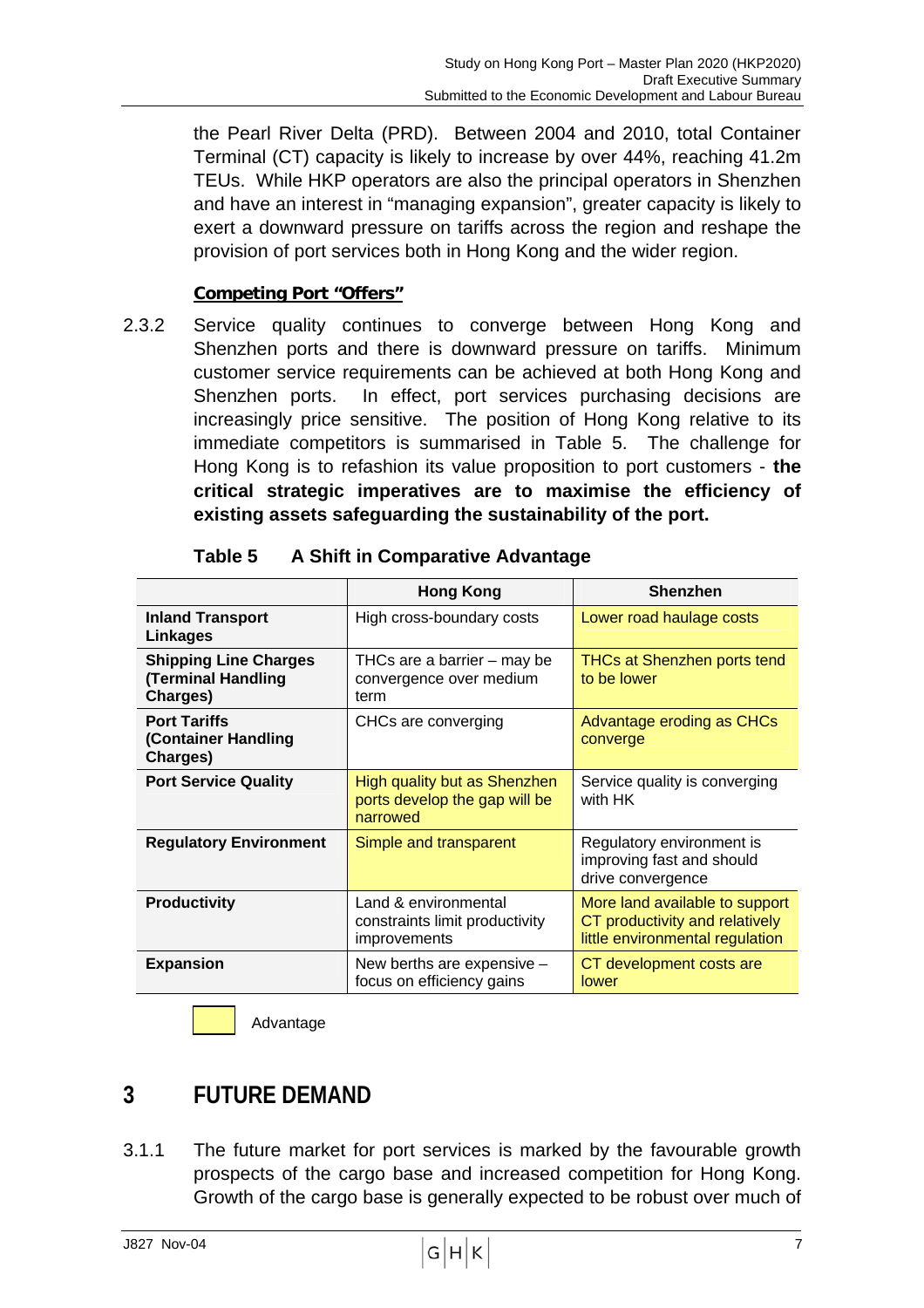the Pearl River Delta (PRD). Between 2004 and 2010, total Container Terminal (CT) capacity is likely to increase by over 44%, reaching 41.2m TEUs. While HKP operators are also the principal operators in Shenzhen and have an interest in "managing expansion", greater capacity is likely to exert a downward pressure on tariffs across the region and reshape the provision of port services both in Hong Kong and the wider region.

**Competing Port "Offers"**

2.3.2 Service quality continues to converge between Hong Kong and Shenzhen ports and there is downward pressure on tariffs. Minimum customer service requirements can be achieved at both Hong Kong and Shenzhen ports. In effect, port services purchasing decisions are increasingly price sensitive. The position of Hong Kong relative to its immediate competitors is summarised in Table 5. The challenge for Hong Kong is to refashion its value proposition to port customers - **the critical strategic imperatives are to maximise the efficiency of existing assets safeguarding the sustainability of the port.**

**Table 5 A Shift in Comparative Advantage**

| | Hong Kong | Shenzhen |
|---|---|---|
| **Inland Transport Linkages** | High cross-boundary costs | Lower road haulage costs |
| **Shipping Line Charges (Terminal Handling Charges)** | THCs are a barrier – may be convergence over medium term | THCs at Shenzhen ports tend to be lower |
| **Port Tariffs (Container Handling Charges)** | CHCs are converging | Advantage eroding as CHCs converge |
| **Port Service Quality** | High quality but as Shenzhen ports develop the gap will be narrowed | Service quality is converging with HK |
| **Regulatory Environment** | Simple and transparent | Regulatory environment is improving fast and should drive convergence |
| **Productivity** | Land & environmental constraints limit productivity improvements | More land available to support CT productivity and relatively little environmental regulation |
| **Expansion** | New berths are expensive – focus on efficiency gains | CT development costs are lower |

Advantage (highlighted cells): Shenzhen – Inland Transport Linkages, Shipping Line Charges, Port Tariffs, Productivity, Expansion; Hong Kong – Port Service Quality, Regulatory Environment.

# 3 FUTURE DEMAND

3.1.1 The future market for port services is marked by the favourable growth prospects of the cargo base and increased competition for Hong Kong. Growth of the cargo base is generally expected to be robust over much of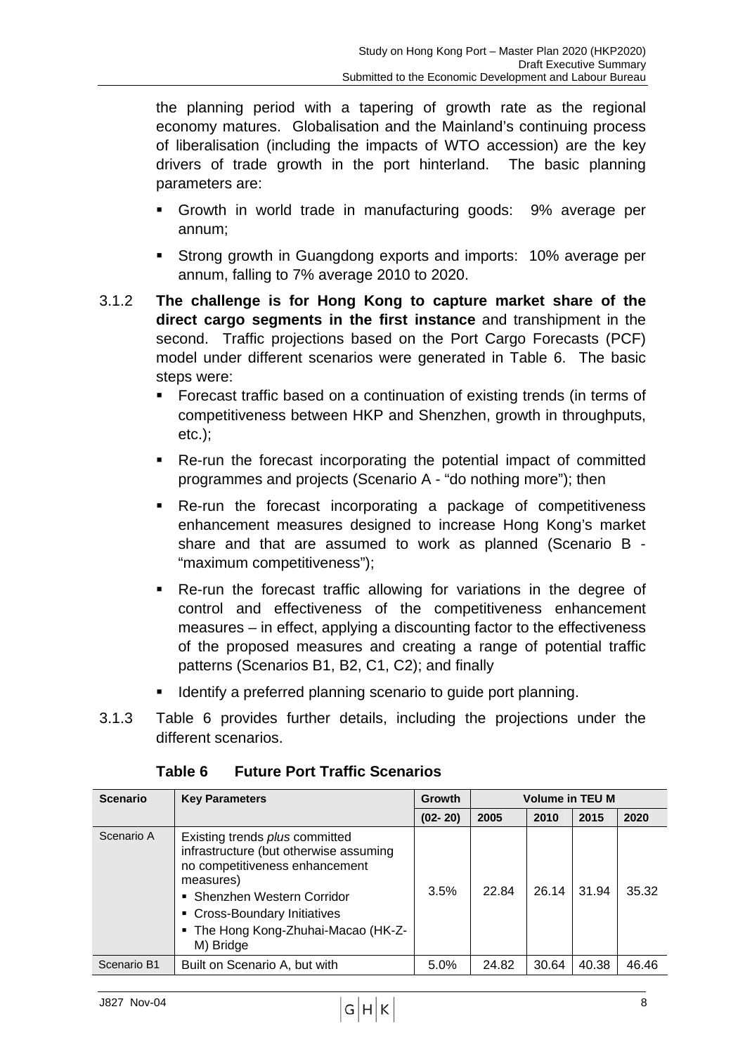the planning period with a tapering of growth rate as the regional economy matures. Globalisation and the Mainland's continuing process of liberalisation (including the impacts of WTO accession) are the key drivers of trade growth in the port hinterland. The basic planning parameters are:

- Growth in world trade in manufacturing goods: 9% average per annum;
- Strong growth in Guangdong exports and imports: 10% average per annum, falling to 7% average 2010 to 2020.

3.1.2 **The challenge is for Hong Kong to capture market share of the direct cargo segments in the first instance** and transhipment in the second. Traffic projections based on the Port Cargo Forecasts (PCF) model under different scenarios were generated in Table 6. The basic steps were:

- Forecast traffic based on a continuation of existing trends (in terms of competitiveness between HKP and Shenzhen, growth in throughputs, etc.);
- Re-run the forecast incorporating the potential impact of committed programmes and projects (Scenario A - "do nothing more"); then
- Re-run the forecast incorporating a package of competitiveness enhancement measures designed to increase Hong Kong's market share and that are assumed to work as planned (Scenario B - "maximum competitiveness");
- Re-run the forecast traffic allowing for variations in the degree of control and effectiveness of the competitiveness enhancement measures – in effect, applying a discounting factor to the effectiveness of the proposed measures and creating a range of potential traffic patterns (Scenarios B1, B2, C1, C2); and finally
- Identify a preferred planning scenario to guide port planning.

3.1.3 Table 6 provides further details, including the projections under the different scenarios.

**Table 6 Future Port Traffic Scenarios**

| Scenario | Key Parameters | Growth | Volume in TEU M | | | |
|---|---|---|---|---|---|---|
| | | (02- 20) | 2005 | 2010 | 2015 | 2020 |
| Scenario A | Existing trends *plus* committed infrastructure (but otherwise assuming no competitiveness enhancement measures)<br>▪ Shenzhen Western Corridor<br>▪ Cross-Boundary Initiatives<br>▪ The Hong Kong-Zhuhai-Macao (HK-Z-M) Bridge | 3.5% | 22.84 | 26.14 | 31.94 | 35.32 |
| Scenario B1 | Built on Scenario A, but with | 5.0% | 24.82 | 30.64 | 40.38 | 46.46 |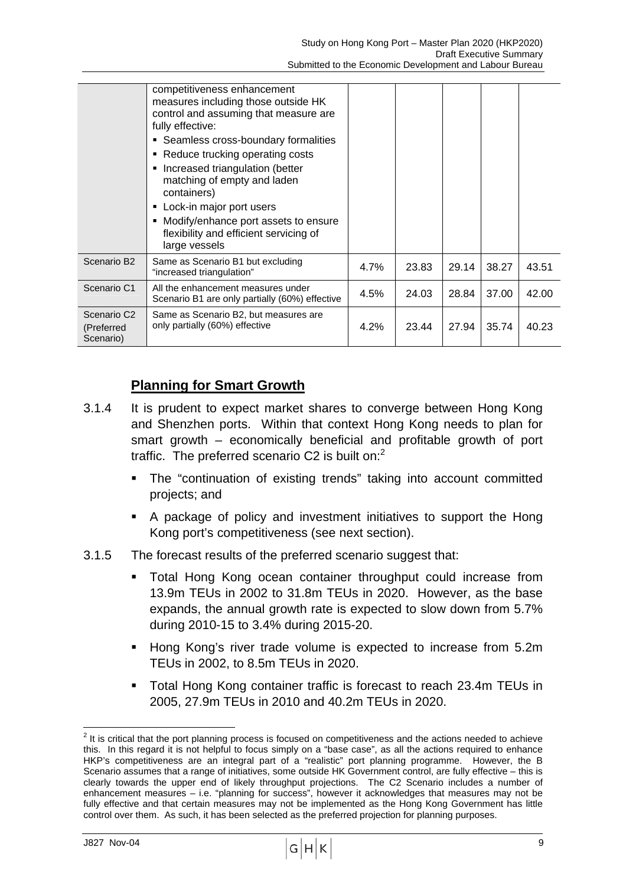| | | | | | | |
|---|---|---|---|---|---|---|
| | competitiveness enhancement measures including those outside HK control and assuming that measure are fully effective:<br>▪ Seamless cross-boundary formalities<br>▪ Reduce trucking operating costs<br>▪ Increased triangulation (better matching of empty and laden containers)<br>▪ Lock-in major port users<br>▪ Modify/enhance port assets to ensure flexibility and efficient servicing of large vessels | | | | | |
| Scenario B2 | Same as Scenario B1 but excluding "increased triangulation" | 4.7% | 23.83 | 29.14 | 38.27 | 43.51 |
| Scenario C1 | All the enhancement measures under Scenario B1 are only partially (60%) effective | 4.5% | 24.03 | 28.84 | 37.00 | 42.00 |
| Scenario C2 (Preferred Scenario) | Same as Scenario B2, but measures are only partially (60%) effective | 4.2% | 23.44 | 27.94 | 35.74 | 40.23 |

## Planning for Smart Growth

3.1.4 It is prudent to expect market shares to converge between Hong Kong and Shenzhen ports. Within that context Hong Kong needs to plan for smart growth – economically beneficial and profitable growth of port traffic. The preferred scenario C2 is built on:[2]

- The "continuation of existing trends" taking into account committed projects; and
- A package of policy and investment initiatives to support the Hong Kong port's competitiveness (see next section).

3.1.5 The forecast results of the preferred scenario suggest that:

- Total Hong Kong ocean container throughput could increase from 13.9m TEUs in 2002 to 31.8m TEUs in 2020. However, as the base expands, the annual growth rate is expected to slow down from 5.7% during 2010-15 to 3.4% during 2015-20.
- Hong Kong's river trade volume is expected to increase from 5.2m TEUs in 2002, to 8.5m TEUs in 2020.
- Total Hong Kong container traffic is forecast to reach 23.4m TEUs in 2005, 27.9m TEUs in 2010 and 40.2m TEUs in 2020.

[2] It is critical that the port planning process is focused on competitiveness and the actions needed to achieve this. In this regard it is not helpful to focus simply on a "base case", as all the actions required to enhance HKP's competitiveness are an integral part of a "realistic" port planning programme. However, the B Scenario assumes that a range of initiatives, some outside HK Government control, are fully effective – this is clearly towards the upper end of likely throughput projections. The C2 Scenario includes a number of enhancement measures – i.e. "planning for success", however it acknowledges that measures may not be fully effective and that certain measures may not be implemented as the Hong Kong Government has little control over them. As such, it has been selected as the preferred projection for planning purposes.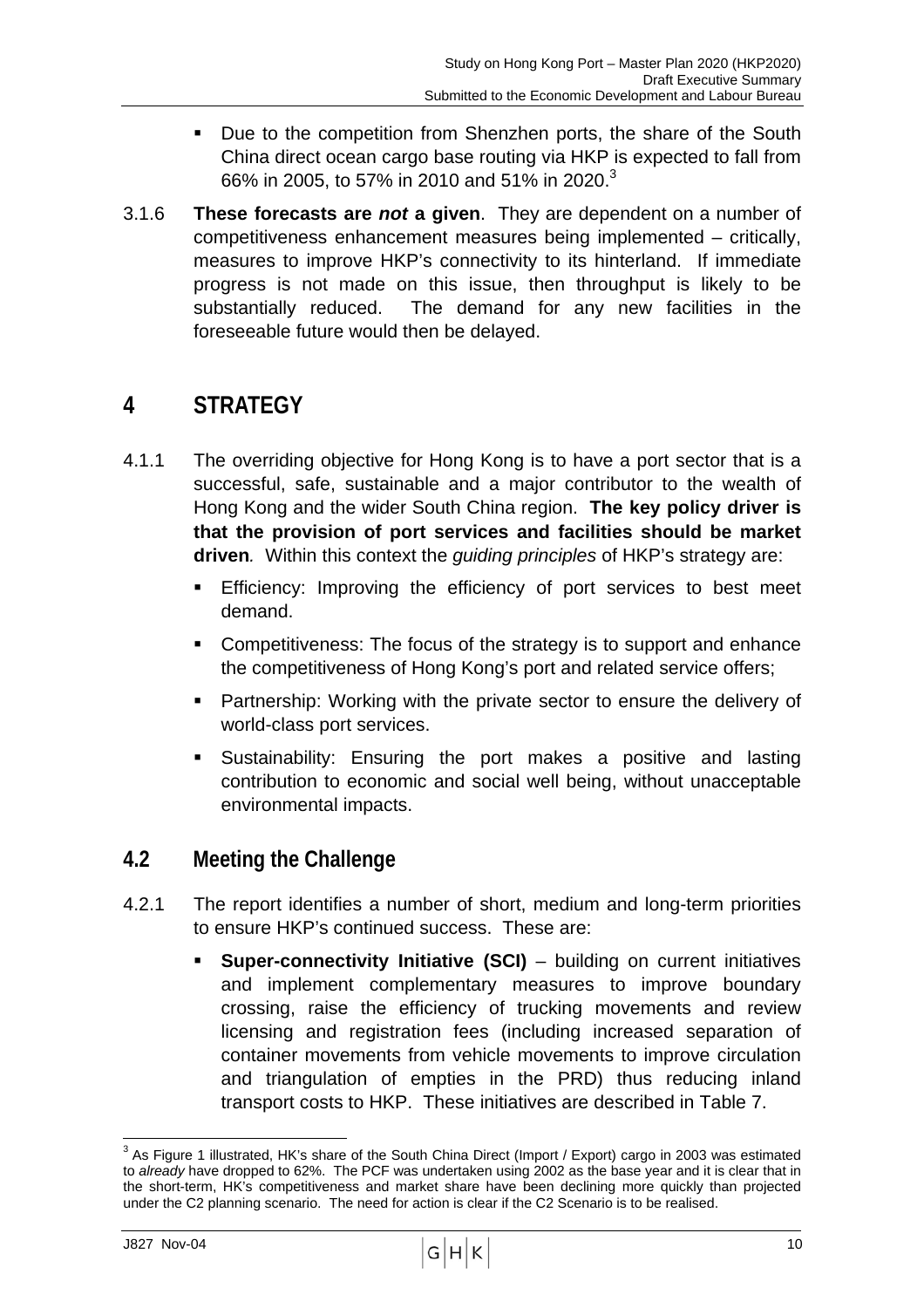- Due to the competition from Shenzhen ports, the share of the South China direct ocean cargo base routing via HKP is expected to fall from 66% in 2005, to 57% in 2010 and 51% in 2020.[3]

3.1.6 **These forecasts are *not* a given**. They are dependent on a number of competitiveness enhancement measures being implemented – critically, measures to improve HKP's connectivity to its hinterland. If immediate progress is not made on this issue, then throughput is likely to be substantially reduced. The demand for any new facilities in the foreseeable future would then be delayed.

# 4 STRATEGY

4.1.1 The overriding objective for Hong Kong is to have a port sector that is a successful, safe, sustainable and a major contributor to the wealth of Hong Kong and the wider South China region. **The key policy driver is that the provision of port services and facilities should be market driven***.* Within this context the *guiding principles* of HKP's strategy are:

- Efficiency: Improving the efficiency of port services to best meet demand.
- Competitiveness: The focus of the strategy is to support and enhance the competitiveness of Hong Kong's port and related service offers;
- Partnership: Working with the private sector to ensure the delivery of world-class port services.
- Sustainability: Ensuring the port makes a positive and lasting contribution to economic and social well being, without unacceptable environmental impacts.

## 4.2 Meeting the Challenge

4.2.1 The report identifies a number of short, medium and long-term priorities to ensure HKP's continued success. These are:

- **Super-connectivity Initiative (SCI)** – building on current initiatives and implement complementary measures to improve boundary crossing, raise the efficiency of trucking movements and review licensing and registration fees (including increased separation of container movements from vehicle movements to improve circulation and triangulation of empties in the PRD) thus reducing inland transport costs to HKP. These initiatives are described in Table 7.

---

[3] As Figure 1 illustrated, HK's share of the South China Direct (Import / Export) cargo in 2003 was estimated to *already* have dropped to 62%. The PCF was undertaken using 2002 as the base year and it is clear that in the short-term, HK's competitiveness and market share have been declining more quickly than projected under the C2 planning scenario. The need for action is clear if the C2 Scenario is to be realised.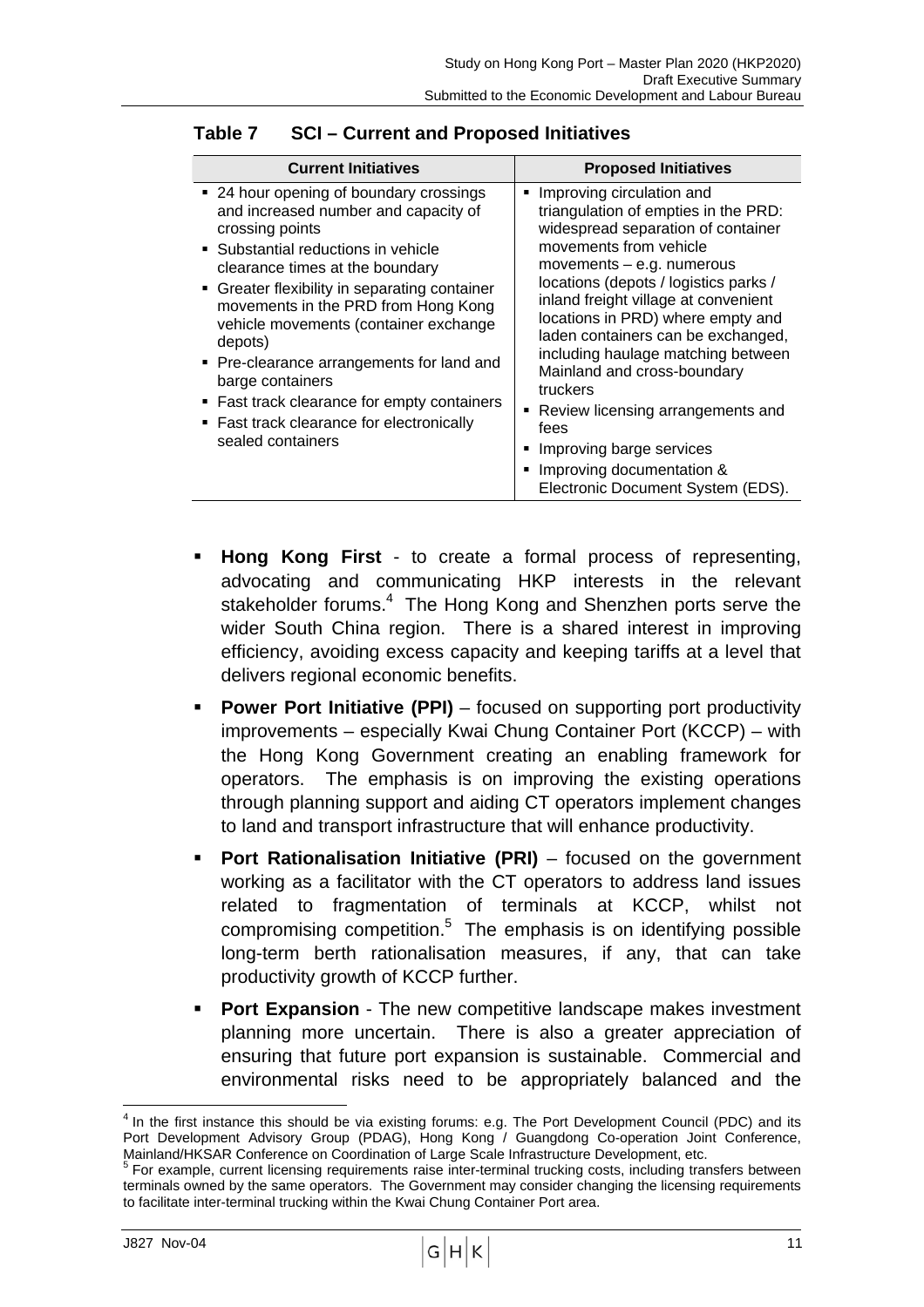**Table 7 SCI – Current and Proposed Initiatives**

| Current Initiatives | Proposed Initiatives |
| --- | --- |
| ▪ 24 hour opening of boundary crossings and increased number and capacity of crossing points<br>▪ Substantial reductions in vehicle clearance times at the boundary<br>▪ Greater flexibility in separating container movements in the PRD from Hong Kong vehicle movements (container exchange depots)<br>▪ Pre-clearance arrangements for land and barge containers<br>▪ Fast track clearance for empty containers<br>▪ Fast track clearance for electronically sealed containers | ▪ Improving circulation and triangulation of empties in the PRD: widespread separation of container movements from vehicle movements – e.g. numerous locations (depots / logistics parks / inland freight village at convenient locations in PRD) where empty and laden containers can be exchanged, including haulage matching between Mainland and cross-boundary truckers<br>▪ Review licensing arrangements and fees<br>▪ Improving barge services<br>▪ Improving documentation & Electronic Document System (EDS). |

- **Hong Kong First** - to create a formal process of representing, advocating and communicating HKP interests in the relevant stakeholder forums.[4] The Hong Kong and Shenzhen ports serve the wider South China region. There is a shared interest in improving efficiency, avoiding excess capacity and keeping tariffs at a level that delivers regional economic benefits.
- **Power Port Initiative (PPI)** – focused on supporting port productivity improvements – especially Kwai Chung Container Port (KCCP) – with the Hong Kong Government creating an enabling framework for operators. The emphasis is on improving the existing operations through planning support and aiding CT operators implement changes to land and transport infrastructure that will enhance productivity.
- **Port Rationalisation Initiative (PRI)** – focused on the government working as a facilitator with the CT operators to address land issues related to fragmentation of terminals at KCCP, whilst not compromising competition.[5] The emphasis is on identifying possible long-term berth rationalisation measures, if any, that can take productivity growth of KCCP further.
- **Port Expansion** - The new competitive landscape makes investment planning more uncertain. There is also a greater appreciation of ensuring that future port expansion is sustainable. Commercial and environmental risks need to be appropriately balanced and the

[4] In the first instance this should be via existing forums: e.g. The Port Development Council (PDC) and its Port Development Advisory Group (PDAG), Hong Kong / Guangdong Co-operation Joint Conference, Mainland/HKSAR Conference on Coordination of Large Scale Infrastructure Development, etc.

[5] For example, current licensing requirements raise inter-terminal trucking costs, including transfers between terminals owned by the same operators. The Government may consider changing the licensing requirements to facilitate inter-terminal trucking within the Kwai Chung Container Port area.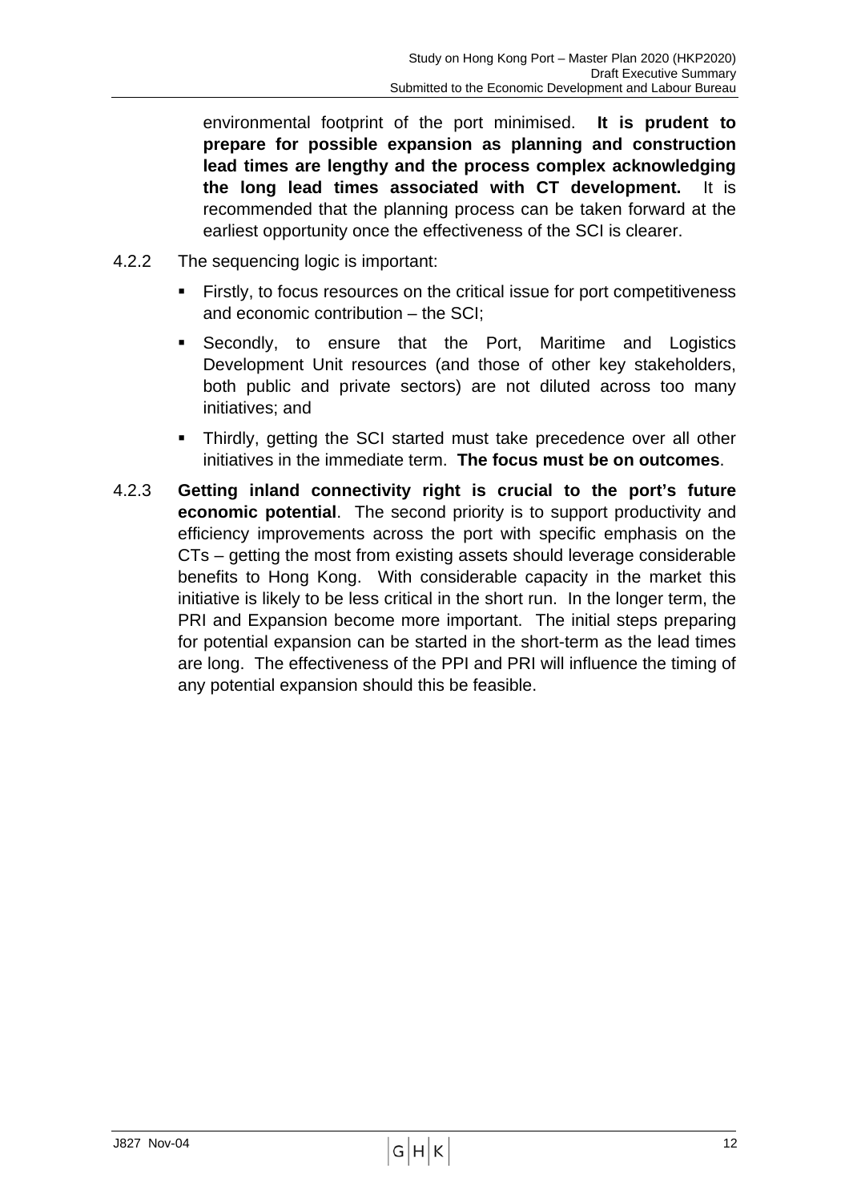environmental footprint of the port minimised. **It is prudent to prepare for possible expansion as planning and construction lead times are lengthy and the process complex acknowledging the long lead times associated with CT development.** It is recommended that the planning process can be taken forward at the earliest opportunity once the effectiveness of the SCI is clearer.

4.2.2 The sequencing logic is important:

- Firstly, to focus resources on the critical issue for port competitiveness and economic contribution – the SCI;
- Secondly, to ensure that the Port, Maritime and Logistics Development Unit resources (and those of other key stakeholders, both public and private sectors) are not diluted across too many initiatives; and
- Thirdly, getting the SCI started must take precedence over all other initiatives in the immediate term. **The focus must be on outcomes**.

4.2.3 **Getting inland connectivity right is crucial to the port's future economic potential**. The second priority is to support productivity and efficiency improvements across the port with specific emphasis on the CTs – getting the most from existing assets should leverage considerable benefits to Hong Kong. With considerable capacity in the market this initiative is likely to be less critical in the short run. In the longer term, the PRI and Expansion become more important. The initial steps preparing for potential expansion can be started in the short-term as the lead times are long. The effectiveness of the PPI and PRI will influence the timing of any potential expansion should this be feasible.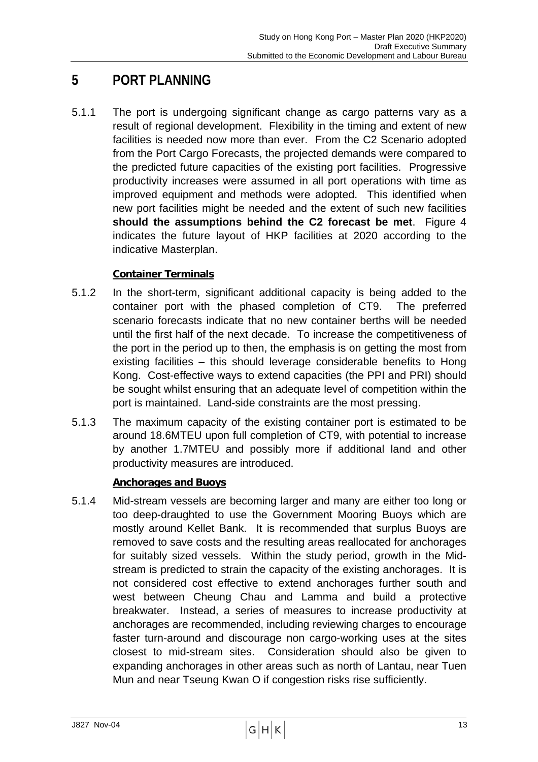# 5 PORT PLANNING

5.1.1 The port is undergoing significant change as cargo patterns vary as a result of regional development. Flexibility in the timing and extent of new facilities is needed now more than ever. From the C2 Scenario adopted from the Port Cargo Forecasts, the projected demands were compared to the predicted future capacities of the existing port facilities. Progressive productivity increases were assumed in all port operations with time as improved equipment and methods were adopted. This identified when new port facilities might be needed and the extent of such new facilities **should the assumptions behind the C2 forecast be met**. Figure 4 indicates the future layout of HKP facilities at 2020 according to the indicative Masterplan.

**Container Terminals**

5.1.2 In the short-term, significant additional capacity is being added to the container port with the phased completion of CT9. The preferred scenario forecasts indicate that no new container berths will be needed until the first half of the next decade. To increase the competitiveness of the port in the period up to then, the emphasis is on getting the most from existing facilities – this should leverage considerable benefits to Hong Kong. Cost-effective ways to extend capacities (the PPI and PRI) should be sought whilst ensuring that an adequate level of competition within the port is maintained. Land-side constraints are the most pressing.

5.1.3 The maximum capacity of the existing container port is estimated to be around 18.6MTEU upon full completion of CT9, with potential to increase by another 1.7MTEU and possibly more if additional land and other productivity measures are introduced.

**Anchorages and Buoys**

5.1.4 Mid-stream vessels are becoming larger and many are either too long or too deep-draughted to use the Government Mooring Buoys which are mostly around Kellet Bank. It is recommended that surplus Buoys are removed to save costs and the resulting areas reallocated for anchorages for suitably sized vessels. Within the study period, growth in the Mid-stream is predicted to strain the capacity of the existing anchorages. It is not considered cost effective to extend anchorages further south and west between Cheung Chau and Lamma and build a protective breakwater. Instead, a series of measures to increase productivity at anchorages are recommended, including reviewing charges to encourage faster turn-around and discourage non cargo-working uses at the sites closest to mid-stream sites. Consideration should also be given to expanding anchorages in other areas such as north of Lantau, near Tuen Mun and near Tseung Kwan O if congestion risks rise sufficiently.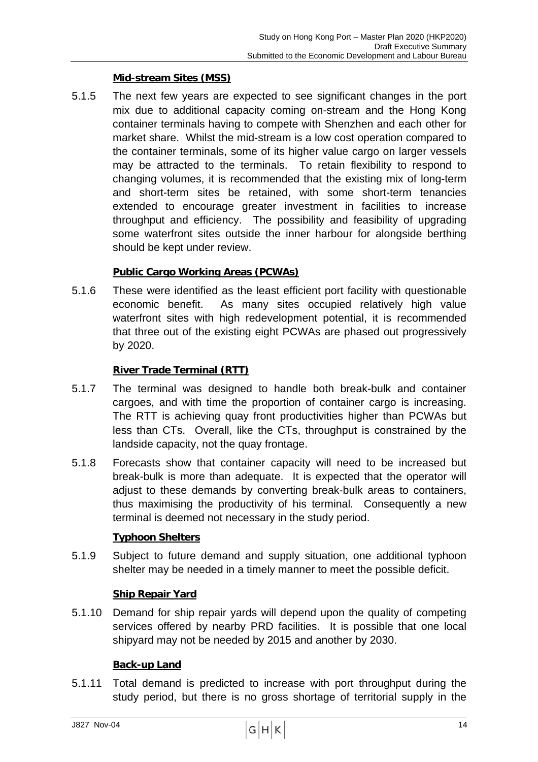**Mid-stream Sites (MSS)**

5.1.5 The next few years are expected to see significant changes in the port mix due to additional capacity coming on-stream and the Hong Kong container terminals having to compete with Shenzhen and each other for market share. Whilst the mid-stream is a low cost operation compared to the container terminals, some of its higher value cargo on larger vessels may be attracted to the terminals. To retain flexibility to respond to changing volumes, it is recommended that the existing mix of long-term and short-term sites be retained, with some short-term tenancies extended to encourage greater investment in facilities to increase throughput and efficiency. The possibility and feasibility of upgrading some waterfront sites outside the inner harbour for alongside berthing should be kept under review.

**Public Cargo Working Areas (PCWAs)**

5.1.6 These were identified as the least efficient port facility with questionable economic benefit. As many sites occupied relatively high value waterfront sites with high redevelopment potential, it is recommended that three out of the existing eight PCWAs are phased out progressively by 2020.

**River Trade Terminal (RTT)**

5.1.7 The terminal was designed to handle both break-bulk and container cargoes, and with time the proportion of container cargo is increasing. The RTT is achieving quay front productivities higher than PCWAs but less than CTs. Overall, like the CTs, throughput is constrained by the landside capacity, not the quay frontage.

5.1.8 Forecasts show that container capacity will need to be increased but break-bulk is more than adequate. It is expected that the operator will adjust to these demands by converting break-bulk areas to containers, thus maximising the productivity of his terminal. Consequently a new terminal is deemed not necessary in the study period.

**Typhoon Shelters**

5.1.9 Subject to future demand and supply situation, one additional typhoon shelter may be needed in a timely manner to meet the possible deficit.

**Ship Repair Yard**

5.1.10 Demand for ship repair yards will depend upon the quality of competing services offered by nearby PRD facilities. It is possible that one local shipyard may not be needed by 2015 and another by 2030.

**Back-up Land**

5.1.11 Total demand is predicted to increase with port throughput during the study period, but there is no gross shortage of territorial supply in the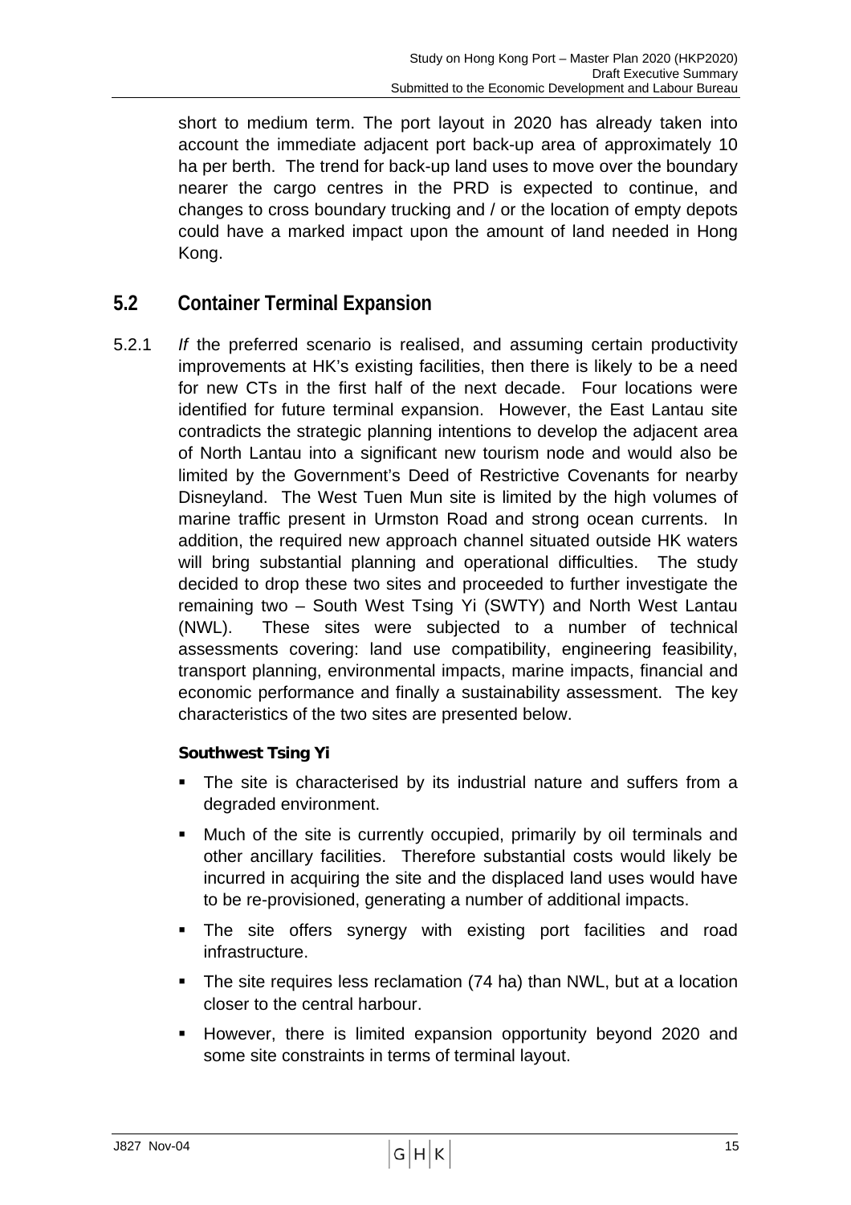short to medium term. The port layout in 2020 has already taken into account the immediate adjacent port back-up area of approximately 10 ha per berth. The trend for back-up land uses to move over the boundary nearer the cargo centres in the PRD is expected to continue, and changes to cross boundary trucking and / or the location of empty depots could have a marked impact upon the amount of land needed in Hong Kong.

## 5.2 Container Terminal Expansion

5.2.1 *If* the preferred scenario is realised, and assuming certain productivity improvements at HK's existing facilities, then there is likely to be a need for new CTs in the first half of the next decade. Four locations were identified for future terminal expansion. However, the East Lantau site contradicts the strategic planning intentions to develop the adjacent area of North Lantau into a significant new tourism node and would also be limited by the Government's Deed of Restrictive Covenants for nearby Disneyland. The West Tuen Mun site is limited by the high volumes of marine traffic present in Urmston Road and strong ocean currents. In addition, the required new approach channel situated outside HK waters will bring substantial planning and operational difficulties. The study decided to drop these two sites and proceeded to further investigate the remaining two – South West Tsing Yi (SWTY) and North West Lantau (NWL). These sites were subjected to a number of technical assessments covering: land use compatibility, engineering feasibility, transport planning, environmental impacts, marine impacts, financial and economic performance and finally a sustainability assessment. The key characteristics of the two sites are presented below.

**Southwest Tsing Yi**

- The site is characterised by its industrial nature and suffers from a degraded environment.
- Much of the site is currently occupied, primarily by oil terminals and other ancillary facilities. Therefore substantial costs would likely be incurred in acquiring the site and the displaced land uses would have to be re-provisioned, generating a number of additional impacts.
- The site offers synergy with existing port facilities and road infrastructure.
- The site requires less reclamation (74 ha) than NWL, but at a location closer to the central harbour.
- However, there is limited expansion opportunity beyond 2020 and some site constraints in terms of terminal layout.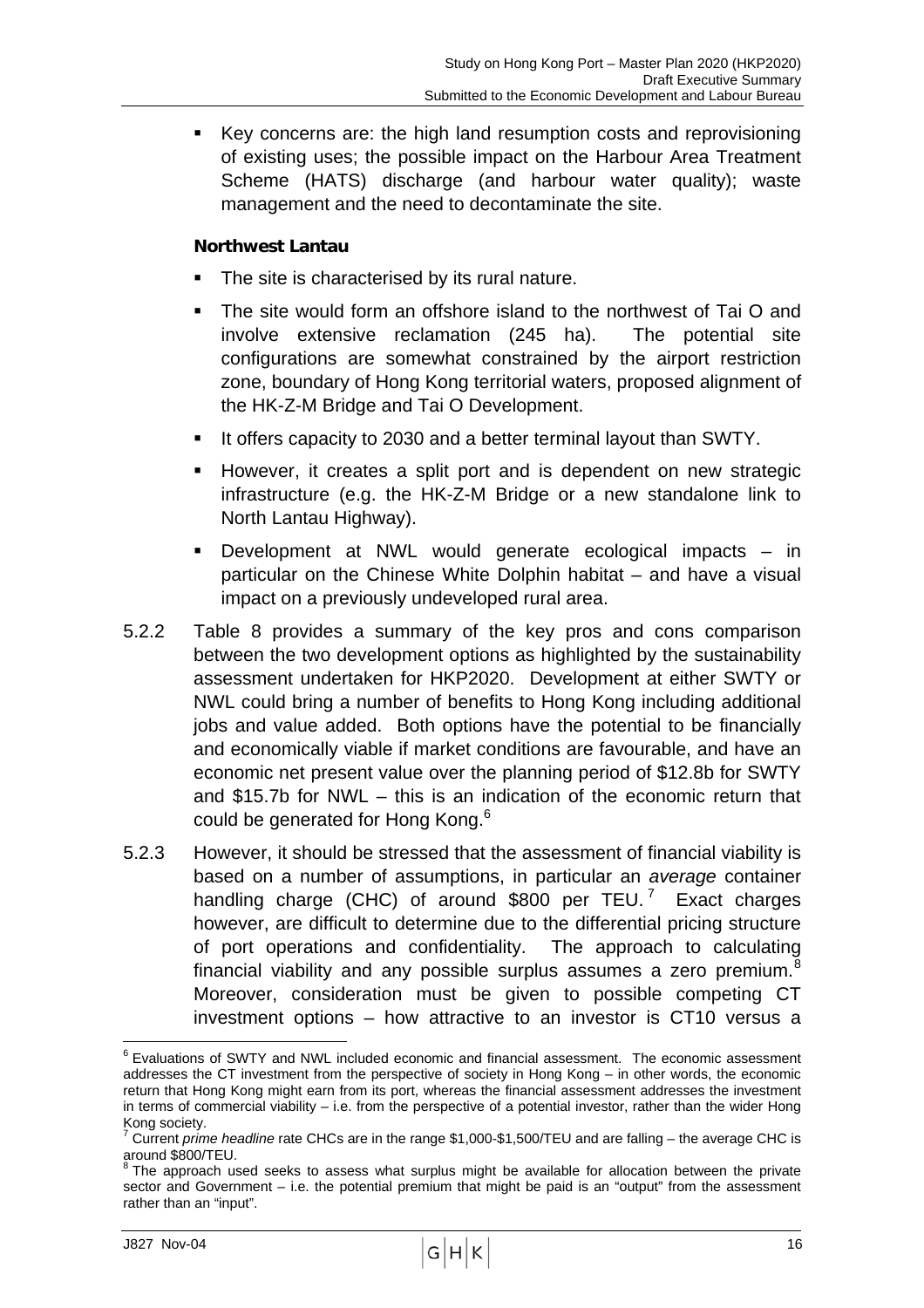- Key concerns are: the high land resumption costs and reprovisioning of existing uses; the possible impact on the Harbour Area Treatment Scheme (HATS) discharge (and harbour water quality); waste management and the need to decontaminate the site.

**Northwest Lantau**

- The site is characterised by its rural nature.
- The site would form an offshore island to the northwest of Tai O and involve extensive reclamation (245 ha). The potential site configurations are somewhat constrained by the airport restriction zone, boundary of Hong Kong territorial waters, proposed alignment of the HK-Z-M Bridge and Tai O Development.
- It offers capacity to 2030 and a better terminal layout than SWTY.
- However, it creates a split port and is dependent on new strategic infrastructure (e.g. the HK-Z-M Bridge or a new standalone link to North Lantau Highway).
- Development at NWL would generate ecological impacts – in particular on the Chinese White Dolphin habitat – and have a visual impact on a previously undeveloped rural area.

5.2.2 Table 8 provides a summary of the key pros and cons comparison between the two development options as highlighted by the sustainability assessment undertaken for HKP2020. Development at either SWTY or NWL could bring a number of benefits to Hong Kong including additional jobs and value added. Both options have the potential to be financially and economically viable if market conditions are favourable, and have an economic net present value over the planning period of $12.8b for SWTY and $15.7b for NWL – this is an indication of the economic return that could be generated for Hong Kong.[6]

5.2.3 However, it should be stressed that the assessment of financial viability is based on a number of assumptions, in particular an *average* container handling charge (CHC) of around $800 per TEU.[7] Exact charges however, are difficult to determine due to the differential pricing structure of port operations and confidentiality. The approach to calculating financial viability and any possible surplus assumes a zero premium.[8] Moreover, consideration must be given to possible competing CT investment options – how attractive to an investor is CT10 versus a

---

[6] Evaluations of SWTY and NWL included economic and financial assessment. The economic assessment addresses the CT investment from the perspective of society in Hong Kong – in other words, the economic return that Hong Kong might earn from its port, whereas the financial assessment addresses the investment in terms of commercial viability – i.e. from the perspective of a potential investor, rather than the wider Hong Kong society.

[7] Current *prime headline* rate CHCs are in the range $1,000-$1,500/TEU and are falling – the average CHC is around $800/TEU.

[8] The approach used seeks to assess what surplus might be available for allocation between the private sector and Government – i.e. the potential premium that might be paid is an "output" from the assessment rather than an "input".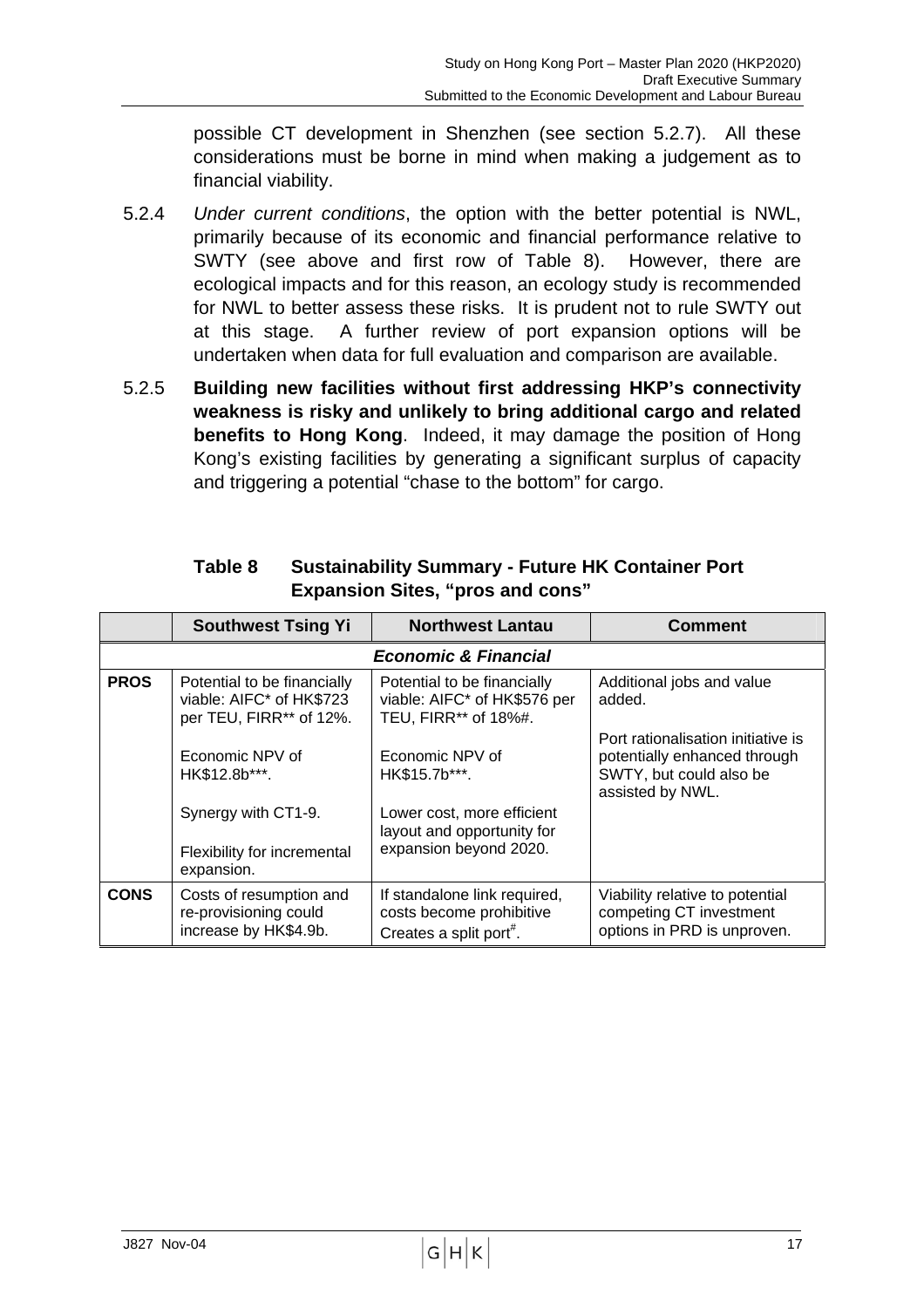possible CT development in Shenzhen (see section 5.2.7). All these considerations must be borne in mind when making a judgement as to financial viability.

5.2.4 *Under current conditions*, the option with the better potential is NWL, primarily because of its economic and financial performance relative to SWTY (see above and first row of Table 8). However, there are ecological impacts and for this reason, an ecology study is recommended for NWL to better assess these risks. It is prudent not to rule SWTY out at this stage. A further review of port expansion options will be undertaken when data for full evaluation and comparison are available.

5.2.5 **Building new facilities without first addressing HKP's connectivity weakness is risky and unlikely to bring additional cargo and related benefits to Hong Kong**. Indeed, it may damage the position of Hong Kong's existing facilities by generating a significant surplus of capacity and triggering a potential "chase to the bottom" for cargo.

**Table 8 Sustainability Summary - Future HK Container Port Expansion Sites, "pros and cons"**

| | Southwest Tsing Yi | Northwest Lantau | Comment |
|---|---|---|---|
| ***Economic & Financial*** | | | |
| **PROS** | Potential to be financially viable: AIFC* of HK$723 per TEU, FIRR** of 12%.<br><br>Economic NPV of HK$12.8b***.<br><br>Synergy with CT1-9.<br><br>Flexibility for incremental expansion. | Potential to be financially viable: AIFC* of HK$576 per TEU, FIRR** of 18%#.<br><br>Economic NPV of HK$15.7b***.<br><br>Lower cost, more efficient layout and opportunity for expansion beyond 2020. | Additional jobs and value added.<br><br>Port rationalisation initiative is potentially enhanced through SWTY, but could also be assisted by NWL. |
| **CONS** | Costs of resumption and re-provisioning could increase by HK$4.9b. | If standalone link required, costs become prohibitive Creates a split port#. | Viability relative to potential competing CT investment options in PRD is unproven. |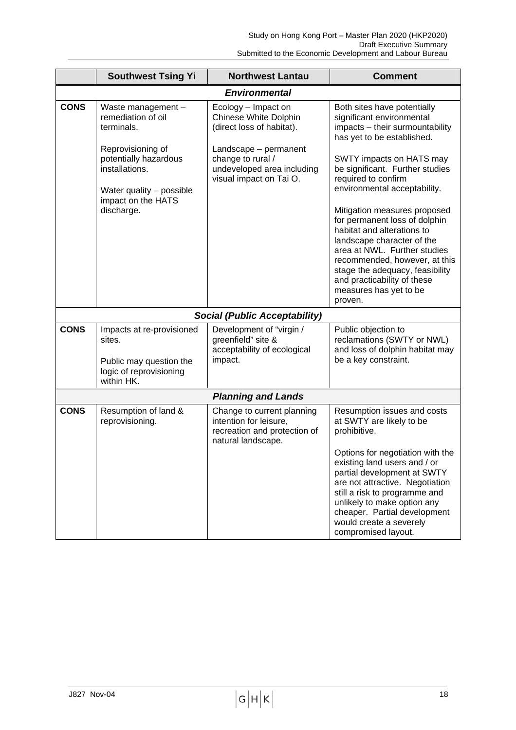| | Southwest Tsing Yi | Northwest Lantau | Comment |
|---|---|---|---|
| | | ***Environmental*** | |
| **CONS** | Waste management – remediation of oil terminals.<br><br>Reprovisioning of potentially hazardous installations.<br><br>Water quality – possible impact on the HATS discharge. | Ecology – Impact on Chinese White Dolphin (direct loss of habitat).<br><br>Landscape – permanent change to rural / undeveloped area including visual impact on Tai O. | Both sites have potentially significant environmental impacts – their surmountability has yet to be established.<br><br>SWTY impacts on HATS may be significant. Further studies required to confirm environmental acceptability.<br><br>Mitigation measures proposed for permanent loss of dolphin habitat and alterations to landscape character of the area at NWL. Further studies recommended, however, at this stage the adequacy, feasibility and practicability of these measures has yet to be proven. |
| | | ***Social (Public Acceptability)*** | |
| **CONS** | Impacts at re-provisioned sites.<br><br>Public may question the logic of reprovisioning within HK. | Development of "virgin / greenfield" site & acceptability of ecological impact. | Public objection to reclamations (SWTY or NWL) and loss of dolphin habitat may be a key constraint. |
| | | ***Planning and Lands*** | |
| **CONS** | Resumption of land & reprovisioning. | Change to current planning intention for leisure, recreation and protection of natural landscape. | Resumption issues and costs at SWTY are likely to be prohibitive.<br><br>Options for negotiation with the existing land users and / or partial development at SWTY are not attractive. Negotiation still a risk to programme and unlikely to make option any cheaper. Partial development would create a severely compromised layout. |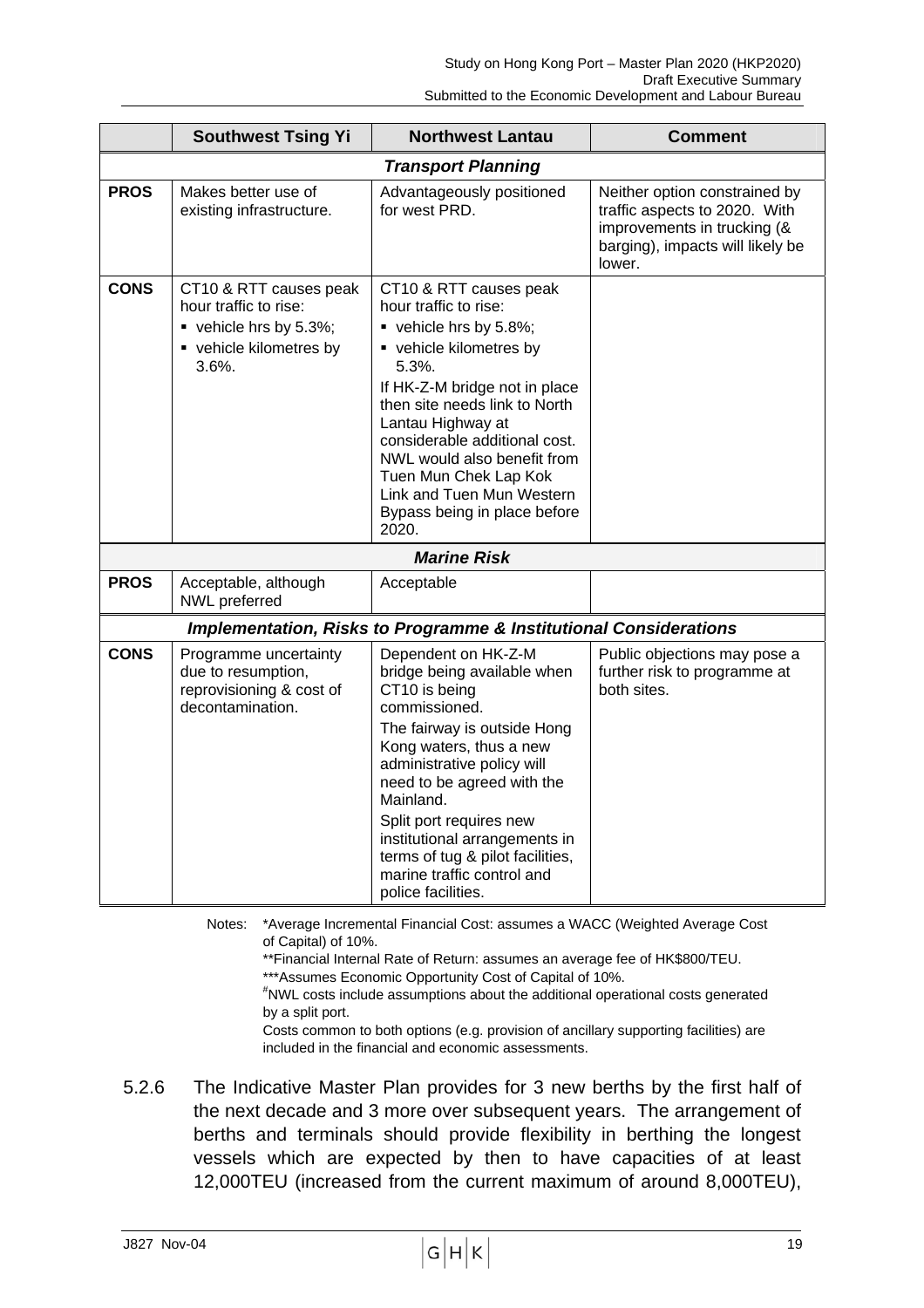| | Southwest Tsing Yi | Northwest Lantau | Comment |
|---|---|---|---|
| | | ***Transport Planning*** | |
| **PROS** | Makes better use of existing infrastructure. | Advantageously positioned for west PRD. | Neither option constrained by traffic aspects to 2020. With improvements in trucking (& barging), impacts will likely be lower. |
| **CONS** | CT10 & RTT causes peak hour traffic to rise: <br>▪ vehicle hrs by 5.3%; <br>▪ vehicle kilometres by 3.6%. | CT10 & RTT causes peak hour traffic to rise: <br>▪ vehicle hrs by 5.8%; <br>▪ vehicle kilometres by 5.3%. <br>If HK-Z-M bridge not in place then site needs link to North Lantau Highway at considerable additional cost. NWL would also benefit from Tuen Mun Chek Lap Kok Link and Tuen Mun Western Bypass being in place before 2020. | |
| | | ***Marine Risk*** | |
| **PROS** | Acceptable, although NWL preferred | Acceptable | |
| | | ***Implementation, Risks to Programme & Institutional Considerations*** | |
| **CONS** | Programme uncertainty due to resumption, reprovisioning & cost of decontamination. | Dependent on HK-Z-M bridge being available when CT10 is being commissioned. <br>The fairway is outside Hong Kong waters, thus a new administrative policy will need to be agreed with the Mainland. <br>Split port requires new institutional arrangements in terms of tug & pilot facilities, marine traffic control and police facilities. | Public objections may pose a further risk to programme at both sites. |

Notes: *Average Incremental Financial Cost: assumes a WACC (Weighted Average Cost of Capital) of 10%.
**Financial Internal Rate of Return: assumes an average fee of HK$800/TEU.
***Assumes Economic Opportunity Cost of Capital of 10%.
#NWL costs include assumptions about the additional operational costs generated by a split port.
Costs common to both options (e.g. provision of ancillary supporting facilities) are included in the financial and economic assessments.

5.2.6 The Indicative Master Plan provides for 3 new berths by the first half of the next decade and 3 more over subsequent years. The arrangement of berths and terminals should provide flexibility in berthing the longest vessels which are expected by then to have capacities of at least 12,000TEU (increased from the current maximum of around 8,000TEU),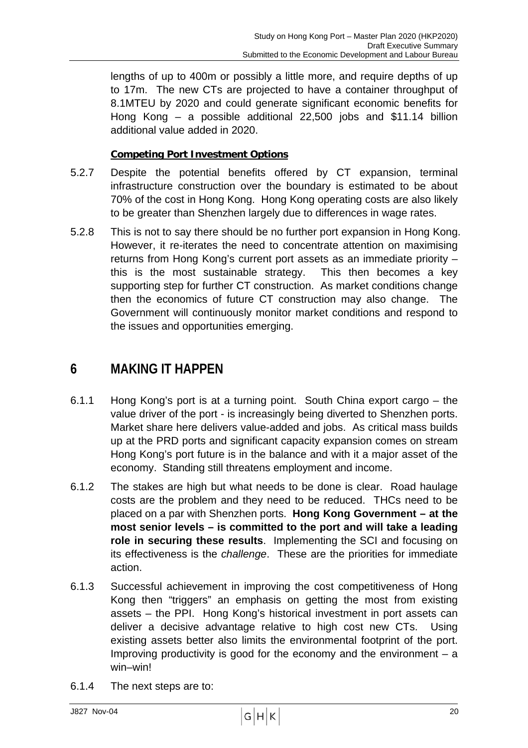lengths of up to 400m or possibly a little more, and require depths of up to 17m. The new CTs are projected to have a container throughput of 8.1MTEU by 2020 and could generate significant economic benefits for Hong Kong – a possible additional 22,500 jobs and $11.14 billion additional value added in 2020.

**Competing Port Investment Options**

5.2.7 Despite the potential benefits offered by CT expansion, terminal infrastructure construction over the boundary is estimated to be about 70% of the cost in Hong Kong. Hong Kong operating costs are also likely to be greater than Shenzhen largely due to differences in wage rates.

5.2.8 This is not to say there should be no further port expansion in Hong Kong. However, it re-iterates the need to concentrate attention on maximising returns from Hong Kong's current port assets as an immediate priority – this is the most sustainable strategy. This then becomes a key supporting step for further CT construction. As market conditions change then the economics of future CT construction may also change. The Government will continuously monitor market conditions and respond to the issues and opportunities emerging.

# 6 MAKING IT HAPPEN

6.1.1 Hong Kong's port is at a turning point. South China export cargo – the value driver of the port - is increasingly being diverted to Shenzhen ports. Market share here delivers value-added and jobs. As critical mass builds up at the PRD ports and significant capacity expansion comes on stream Hong Kong's port future is in the balance and with it a major asset of the economy. Standing still threatens employment and income.

6.1.2 The stakes are high but what needs to be done is clear. Road haulage costs are the problem and they need to be reduced. THCs need to be placed on a par with Shenzhen ports. **Hong Kong Government – at the most senior levels – is committed to the port and will take a leading role in securing these results**. Implementing the SCI and focusing on its effectiveness is the *challenge*. These are the priorities for immediate action.

6.1.3 Successful achievement in improving the cost competitiveness of Hong Kong then "triggers" an emphasis on getting the most from existing assets – the PPI. Hong Kong's historical investment in port assets can deliver a decisive advantage relative to high cost new CTs. Using existing assets better also limits the environmental footprint of the port. Improving productivity is good for the economy and the environment – a win–win!

6.1.4 The next steps are to: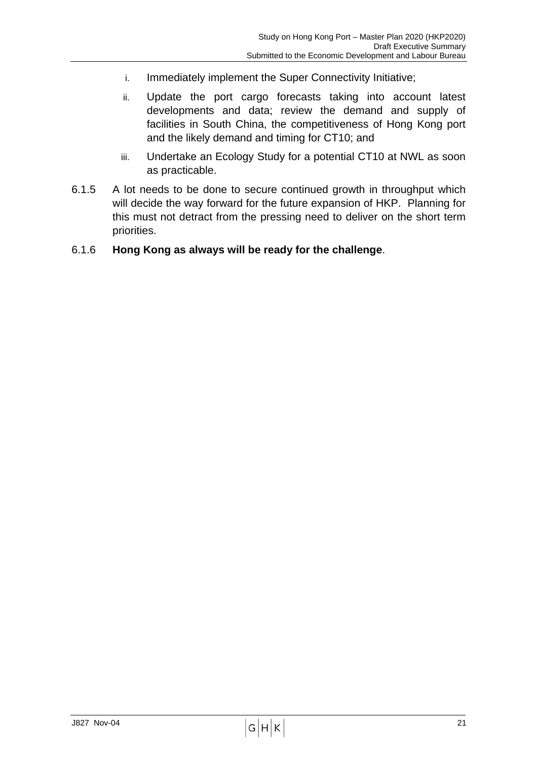i. Immediately implement the Super Connectivity Initiative;

ii. Update the port cargo forecasts taking into account latest developments and data; review the demand and supply of facilities in South China, the competitiveness of Hong Kong port and the likely demand and timing for CT10; and

iii. Undertake an Ecology Study for a potential CT10 at NWL as soon as practicable.

6.1.5 A lot needs to be done to secure continued growth in throughput which will decide the way forward for the future expansion of HKP. Planning for this must not detract from the pressing need to deliver on the short term priorities.

6.1.6 **Hong Kong as always will be ready for the challenge**.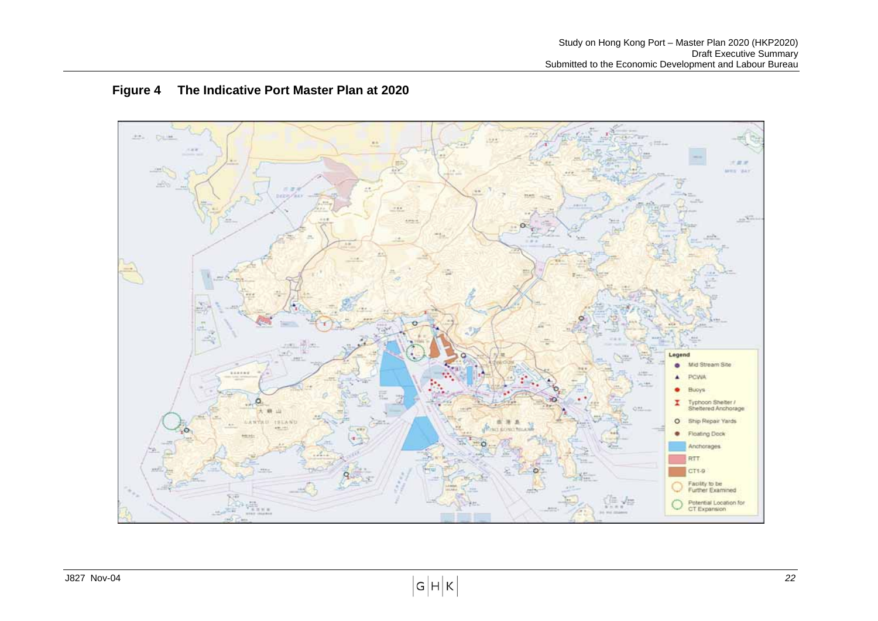## Figure 4 The Indicative Port Master Plan at 2020

Legend

- Mid Stream Site
- PCWA
- Buoys
- Typhoon Shelter / Sheltered Anchorage
- Ship Repair Yards
- Floating Dock
- Anchorages
- RTT
- CT1-9
- Facility to be Further Examined
- Potential Location for CT Expansion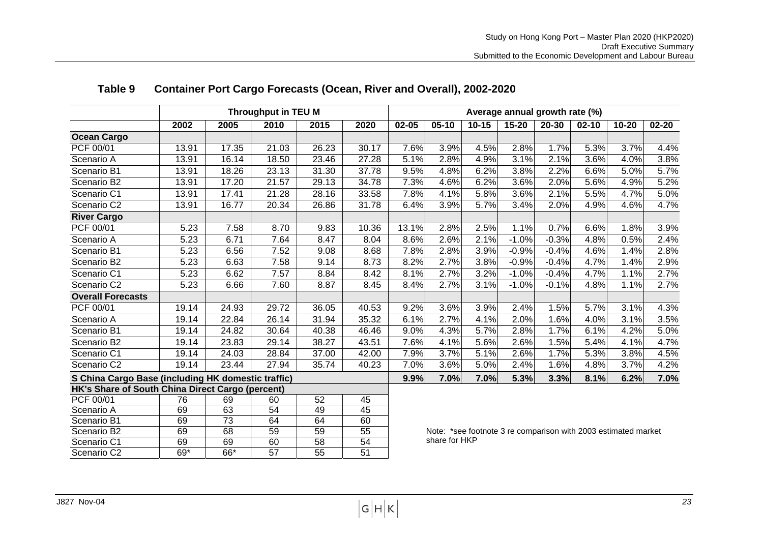## Table 9 Container Port Cargo Forecasts (Ocean, River and Overall), 2002-2020

| | Throughput in TEU M | | | | | Average annual growth rate (%) | | | | | | | |
|---|---|---|---|---|---|---|---|---|---|---|---|---|---|
| | 2002 | 2005 | 2010 | 2015 | 2020 | 02-05 | 05-10 | 10-15 | 15-20 | 20-30 | 02-10 | 10-20 | 02-20 |
| **Ocean Cargo** | | | | | | | | | | | | | |
| PCF 00/01 | 13.91 | 17.35 | 21.03 | 26.23 | 30.17 | 7.6% | 3.9% | 4.5% | 2.8% | 1.7% | 5.3% | 3.7% | 4.4% |
| Scenario A | 13.91 | 16.14 | 18.50 | 23.46 | 27.28 | 5.1% | 2.8% | 4.9% | 3.1% | 2.1% | 3.6% | 4.0% | 3.8% |
| Scenario B1 | 13.91 | 18.26 | 23.13 | 31.30 | 37.78 | 9.5% | 4.8% | 6.2% | 3.8% | 2.2% | 6.6% | 5.0% | 5.7% |
| Scenario B2 | 13.91 | 17.20 | 21.57 | 29.13 | 34.78 | 7.3% | 4.6% | 6.2% | 3.6% | 2.0% | 5.6% | 4.9% | 5.2% |
| Scenario C1 | 13.91 | 17.41 | 21.28 | 28.16 | 33.58 | 7.8% | 4.1% | 5.8% | 3.6% | 2.1% | 5.5% | 4.7% | 5.0% |
| Scenario C2 | 13.91 | 16.77 | 20.34 | 26.86 | 31.78 | 6.4% | 3.9% | 5.7% | 3.4% | 2.0% | 4.9% | 4.6% | 4.7% |
| **River Cargo** | | | | | | | | | | | | | |
| PCF 00/01 | 5.23 | 7.58 | 8.70 | 9.83 | 10.36 | 13.1% | 2.8% | 2.5% | 1.1% | 0.7% | 6.6% | 1.8% | 3.9% |
| Scenario A | 5.23 | 6.71 | 7.64 | 8.47 | 8.04 | 8.6% | 2.6% | 2.1% | -1.0% | -0.3% | 4.8% | 0.5% | 2.4% |
| Scenario B1 | 5.23 | 6.56 | 7.52 | 9.08 | 8.68 | 7.8% | 2.8% | 3.9% | -0.9% | -0.4% | 4.6% | 1.4% | 2.8% |
| Scenario B2 | 5.23 | 6.63 | 7.58 | 9.14 | 8.73 | 8.2% | 2.7% | 3.8% | -0.9% | -0.4% | 4.7% | 1.4% | 2.9% |
| Scenario C1 | 5.23 | 6.62 | 7.57 | 8.84 | 8.42 | 8.1% | 2.7% | 3.2% | -1.0% | -0.4% | 4.7% | 1.1% | 2.7% |
| Scenario C2 | 5.23 | 6.66 | 7.60 | 8.87 | 8.45 | 8.4% | 2.7% | 3.1% | -1.0% | -0.1% | 4.8% | 1.1% | 2.7% |
| **Overall Forecasts** | | | | | | | | | | | | | |
| PCF 00/01 | 19.14 | 24.93 | 29.72 | 36.05 | 40.53 | 9.2% | 3.6% | 3.9% | 2.4% | 1.5% | 5.7% | 3.1% | 4.3% |
| Scenario A | 19.14 | 22.84 | 26.14 | 31.94 | 35.32 | 6.1% | 2.7% | 4.1% | 2.0% | 1.6% | 4.0% | 3.1% | 3.5% |
| Scenario B1 | 19.14 | 24.82 | 30.64 | 40.38 | 46.46 | 9.0% | 4.3% | 5.7% | 2.8% | 1.7% | 6.1% | 4.2% | 5.0% |
| Scenario B2 | 19.14 | 23.83 | 29.14 | 38.27 | 43.51 | 7.6% | 4.1% | 5.6% | 2.6% | 1.5% | 5.4% | 4.1% | 4.7% |
| Scenario C1 | 19.14 | 24.03 | 28.84 | 37.00 | 42.00 | 7.9% | 3.7% | 5.1% | 2.6% | 1.7% | 5.3% | 3.8% | 4.5% |
| Scenario C2 | 19.14 | 23.44 | 27.94 | 35.74 | 40.23 | 7.0% | 3.6% | 5.0% | 2.4% | 1.6% | 4.8% | 3.7% | 4.2% |
| **S China Cargo Base (including HK domestic traffic)** | | | | | | **9.9%** | **7.0%** | **7.0%** | **5.3%** | **3.3%** | **8.1%** | **6.2%** | **7.0%** |
| **HK's Share of South China Direct Cargo (percent)** | | | | | | | | | | | | | |
| PCF 00/01 | 76 | 69 | 60 | 52 | 45 | | | | | | | | |
| Scenario A | 69 | 63 | 54 | 49 | 45 | | | | | | | | |
| Scenario B1 | 69 | 73 | 64 | 64 | 60 | | | | | | | | |
| Scenario B2 | 69 | 68 | 59 | 59 | 55 | | | | | | | | |
| Scenario C1 | 69 | 69 | 60 | 58 | 54 | | | | | | | | |
| Scenario C2 | 69* | 66* | 57 | 55 | 51 | | | | | | | | |

Note: *see footnote 3 re comparison with 2003 estimated market share for HKP